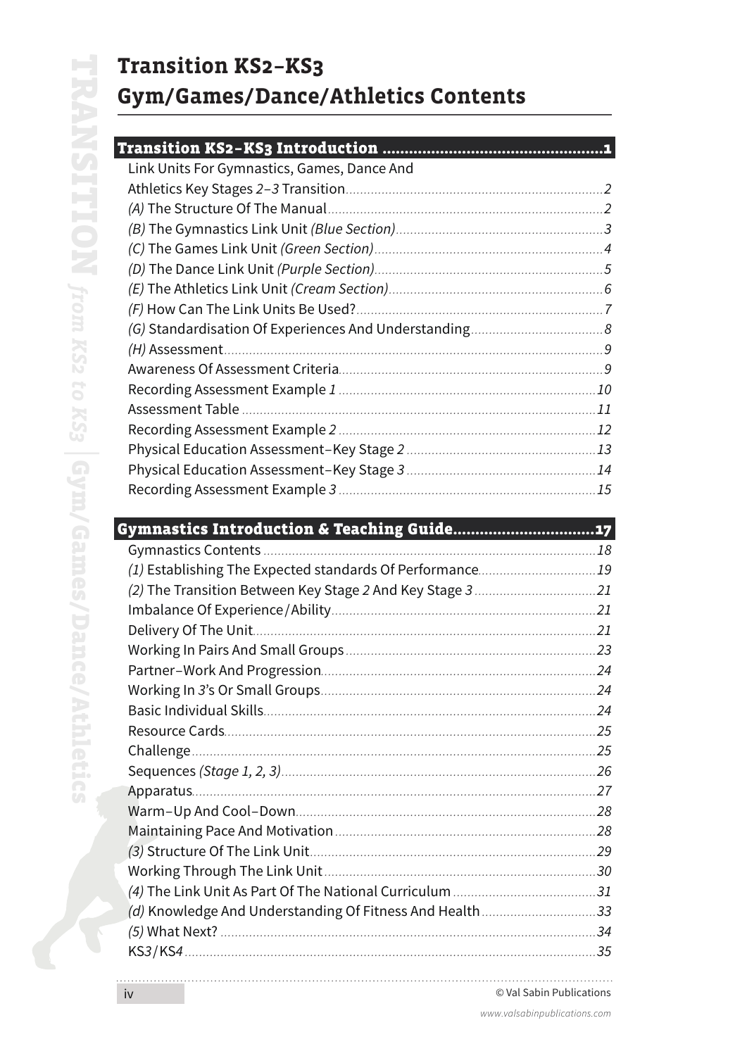# Transition KS2–KS3
# Gym/Games/Dance/Athletics Contents

## Transition KS2–KS3 Introduction ....1

Link Units For Gymnastics, Games, Dance And Athletics Key Stages *2–3* Transition ....*2*
*(A)* The Structure Of The Manual ....*2*
*(B)* The Gymnastics Link Unit *(Blue Section)* ....*3*
*(C)* The Games Link Unit *(Green Section)* ....*4*
*(D)* The Dance Link Unit *(Purple Section)* ....*5*
*(E)* The Athletics Link Unit *(Cream Section)* ....*6*
*(F)* How Can The Link Units Be Used? ....*7*
*(G)* Standardisation Of Experiences And Understanding ....*8*
*(H)* Assessment ....*9*
Awareness Of Assessment Criteria ....*9*
Recording Assessment Example *1* ....*10*
Assessment Table ....*11*
Recording Assessment Example *2* ....*12*
Physical Education Assessment–Key Stage *2* ....*13*
Physical Education Assessment–Key Stage *3* ....*14*
Recording Assessment Example *3* ....*15*

## Gymnastics Introduction & Teaching Guide ....17

Gymnastics Contents ....*18*
*(1)* Establishing The Expected standards Of Performance ....*19*
*(2)* The Transition Between Key Stage *2* And Key Stage *3* ....*21*
Imbalance Of Experience/Ability ....*21*
Delivery Of The Unit ....*21*
Working In Pairs And Small Groups ....*23*
Partner–Work And Progression ....*24*
Working In *3*'s Or Small Groups ....*24*
Basic Individual Skills ....*24*
Resource Cards ....*25*
Challenge ....*25*
Sequences *(Stage 1, 2, 3)* ....*26*
Apparatus ....*27*
Warm–Up And Cool–Down ....*28*
Maintaining Pace And Motivation ....*28*
*(3)* Structure Of The Link Unit ....*29*
Working Through The Link Unit ....*30*
*(4)* The Link Unit As Part Of The National Curriculum ....*31*
*(d)* Knowledge And Understanding Of Fitness And Health ....*33*
*(5)* What Next? ....*34*
KS*3*/KS*4* ....*35*

© Val Sabin Publications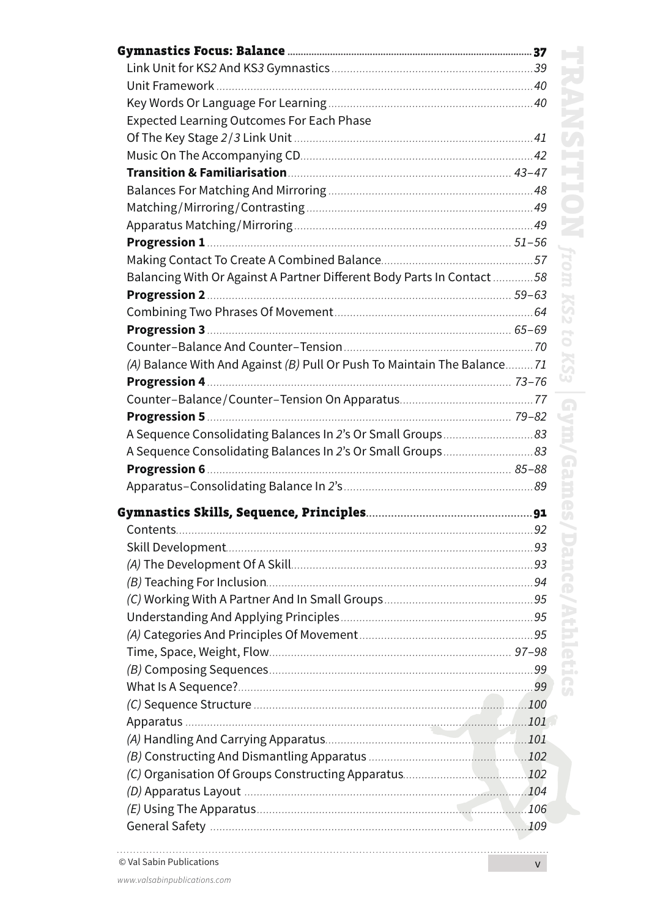| | |
|---|---|
| **Gymnastics Focus: Balance** | **37** |
| Link Unit for KS*2* And KS*3* Gymnastics | *39* |
| Unit Framework | *40* |
| Key Words Or Language For Learning | *40* |
| Expected Learning Outcomes For Each Phase Of The Key Stage *2*/*3* Link Unit | *41* |
| Music On The Accompanying CD | *42* |
| **Transition & Familiarisation** | *43–47* |
| Balances For Matching And Mirroring | *48* |
| Matching/Mirroring/Contrasting | *49* |
| Apparatus Matching/Mirroring | *49* |
| **Progression 1** | *51–56* |
| Making Contact To Create A Combined Balance | *57* |
| Balancing With Or Against A Partner Different Body Parts In Contact | *58* |
| **Progression 2** | *59–63* |
| Combining Two Phrases Of Movement | *64* |
| **Progression 3** | *65–69* |
| Counter–Balance And Counter–Tension | *70* |
| *(A)* Balance With And Against *(B)* Pull Or Push To Maintain The Balance | *71* |
| **Progression 4** | *73–76* |
| Counter–Balance/Counter–Tension On Apparatus | *77* |
| **Progression 5** | *79–82* |
| A Sequence Consolidating Balances In *2*'s Or Small Groups | *83* |
| A Sequence Consolidating Balances In *2*'s Or Small Groups | *83* |
| **Progression 6** | *85–88* |
| Apparatus–Consolidating Balance In *2*'s | *89* |
| **Gymnastics Skills, Sequence, Principles** | **91** |
| Contents | *92* |
| Skill Development | *93* |
| *(A)* The Development Of A Skill | *93* |
| *(B)* Teaching For Inclusion | *94* |
| *(C)* Working With A Partner And In Small Groups | *95* |
| Understanding And Applying Principles | *95* |
| *(A)* Categories And Principles Of Movement | *95* |
| Time, Space, Weight, Flow | *97–98* |
| *(B)* Composing Sequences | *99* |
| What Is A Sequence? | *99* |
| *(C)* Sequence Structure | *100* |
| Apparatus | *101* |
| *(A)* Handling And Carrying Apparatus | *101* |
| *(B)* Constructing And Dismantling Apparatus | *102* |
| *(C)* Organisation Of Groups Constructing Apparatus | *102* |
| *(D)* Apparatus Layout | *104* |
| *(E)* Using The Apparatus | *106* |
| General Safety | *109* |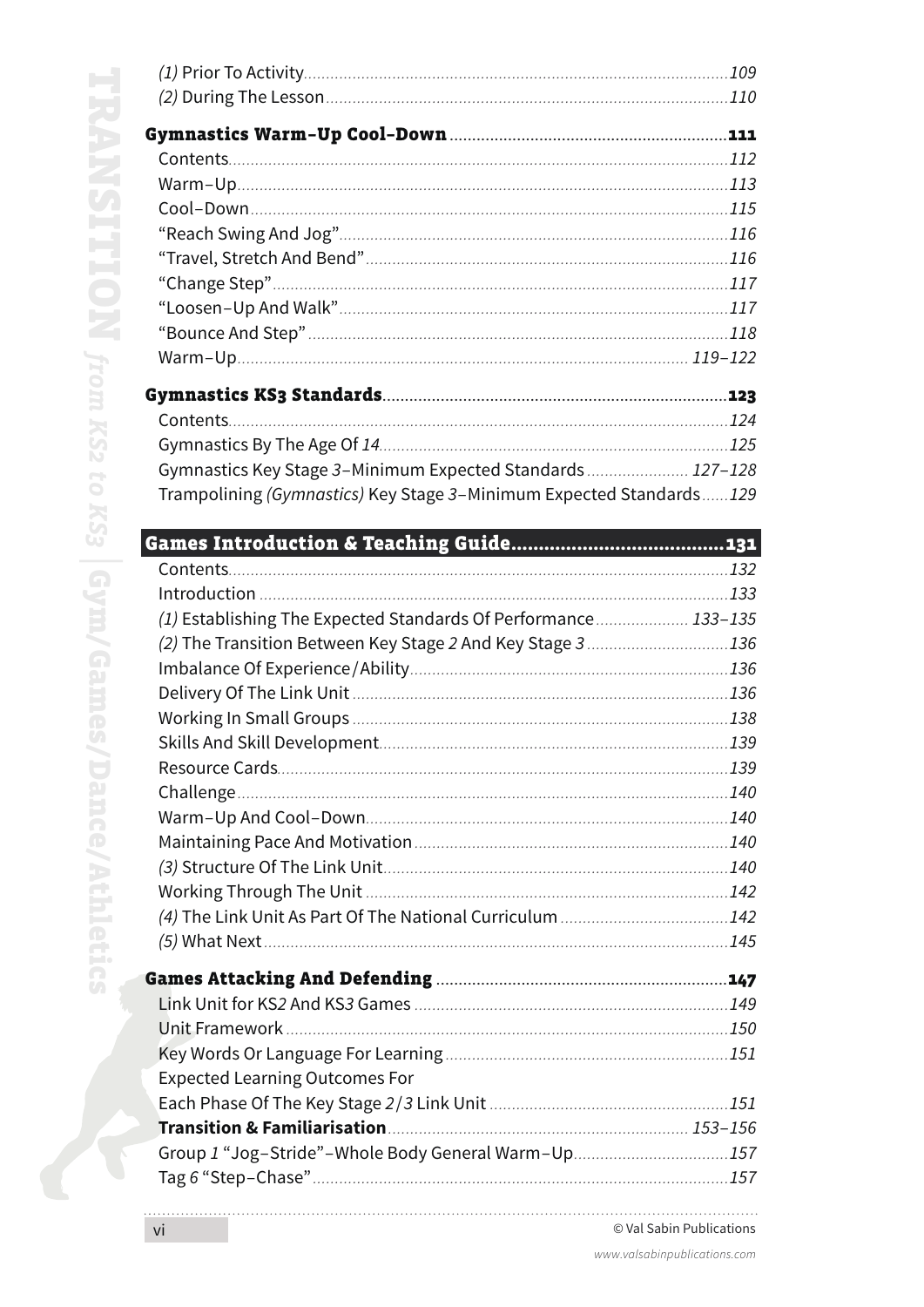*(1)* Prior To Activity ........ *109*
*(2)* During The Lesson ........ *110*

**Gymnastics Warm–Up Cool–Down ........ 111**

Contents ........ *112*
Warm–Up ........ *113*
Cool–Down ........ *115*
"Reach Swing And Jog" ........ *116*
"Travel, Stretch And Bend" ........ *116*
"Change Step" ........ *117*
"Loosen–Up And Walk" ........ *117*
"Bounce And Step" ........ *118*
Warm–Up ........ *119–122*

**Gymnastics KS3 Standards ........ 123**

Contents ........ *124*
Gymnastics By The Age Of *14* ........ *125*
Gymnastics Key Stage *3*–Minimum Expected Standards ........ *127–128*
Trampolining *(Gymnastics)* Key Stage *3*–Minimum Expected Standards ........ *129*

**Games Introduction & Teaching Guide ........ 131**

Contents ........ *132*
Introduction ........ *133*
*(1)* Establishing The Expected Standards Of Performance ........ *133–135*
*(2)* The Transition Between Key Stage *2* And Key Stage *3* ........ *136*
Imbalance Of Experience/Ability ........ *136*
Delivery Of The Link Unit ........ *136*
Working In Small Groups ........ *138*
Skills And Skill Development ........ *139*
Resource Cards ........ *139*
Challenge ........ *140*
Warm–Up And Cool–Down ........ *140*
Maintaining Pace And Motivation ........ *140*
*(3)* Structure Of The Link Unit ........ *140*
Working Through The Unit ........ *142*
*(4)* The Link Unit As Part Of The National Curriculum ........ *142*
*(5)* What Next ........ *145*

**Games Attacking And Defending ........ 147**

Link Unit for KS*2* And KS*3* Games ........ *149*
Unit Framework ........ *150*
Key Words Or Language For Learning ........ *151*
Expected Learning Outcomes For Each Phase Of The Key Stage *2*/*3* Link Unit ........ *151*
**Transition & Familiarisation** ........ *153–156*
Group *1* "Jog–Stride"–Whole Body General Warm–Up ........ *157*
Tag *6* "Step–Chase" ........ *157*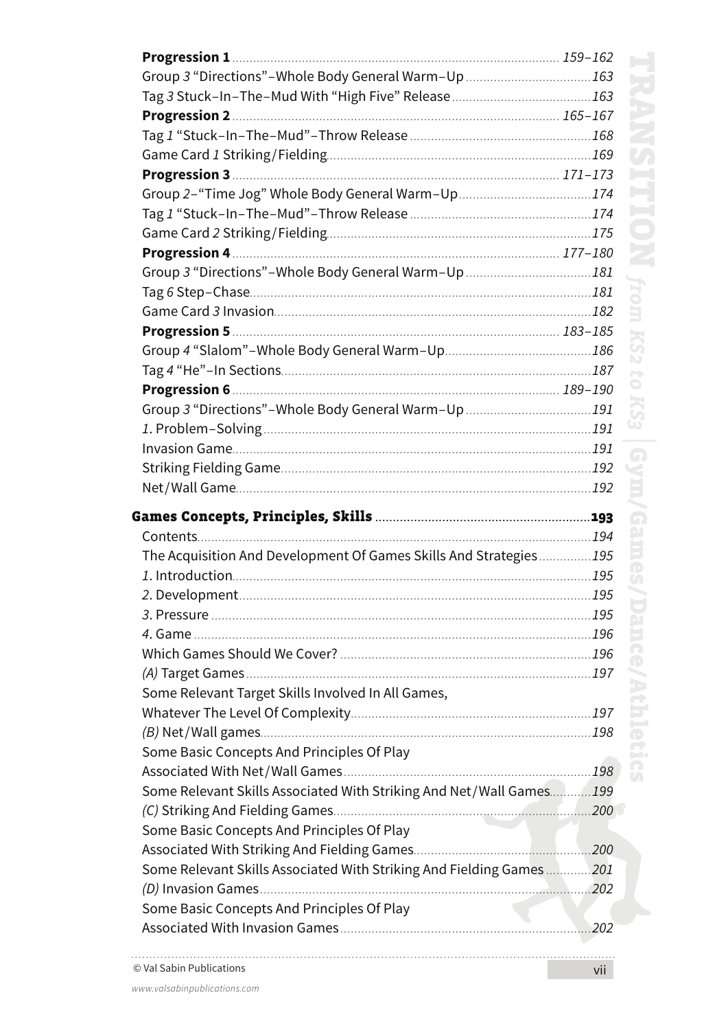**Progression 1** ........ *159–162*
Group *3* "Directions"–Whole Body General Warm–Up ........ *163*
Tag *3* Stuck–In–The–Mud With "High Five" Release ........ *163*
**Progression 2** ........ *165–167*
Tag *1* "Stuck–In–The–Mud"–Throw Release ........ *168*
Game Card *1* Striking/Fielding ........ *169*
**Progression 3** ........ *171–173*
Group *2*–"Time Jog" Whole Body General Warm–Up ........ *174*
Tag *1* "Stuck–In–The–Mud"–Throw Release ........ *174*
Game Card *2* Striking/Fielding ........ *175*
**Progression 4** ........ *177–180*
Group *3* "Directions"–Whole Body General Warm–Up ........ *181*
Tag *6* Step–Chase ........ *181*
Game Card *3* Invasion ........ *182*
**Progression 5** ........ *183–185*
Group *4* "Slalom"–Whole Body General Warm–Up ........ *186*
Tag *4* "He"–In Sections ........ *187*
**Progression 6** ........ *189–190*
Group *3* "Directions"–Whole Body General Warm–Up ........ *191*
*1*. Problem–Solving ........ *191*
Invasion Game ........ *191*
Striking Fielding Game ........ *192*
Net/Wall Game ........ *192*

**Games Concepts, Principles, Skills** ........ **193**
Contents ........ *194*
The Acquisition And Development Of Games Skills And Strategies ........ *195*
*1*. Introduction ........ *195*
*2*. Development ........ *195*
*3*. Pressure ........ *195*
*4*. Game ........ *196*
Which Games Should We Cover? ........ *196*
*(A)* Target Games ........ *197*
Some Relevant Target Skills Involved In All Games, Whatever The Level Of Complexity ........ *197*
*(B)* Net/Wall games ........ *198*
Some Basic Concepts And Principles Of Play Associated With Net/Wall Games ........ *198*
Some Relevant Skills Associated With Striking And Net/Wall Games ........ *199*
*(C)* Striking And Fielding Games ........ *200*
Some Basic Concepts And Principles Of Play Associated With Striking And Fielding Games ........ *200*
Some Relevant Skills Associated With Striking And Fielding Games ........ *201*
*(D)* Invasion Games ........ *202*
Some Basic Concepts And Principles Of Play Associated With Invasion Games ........ *202*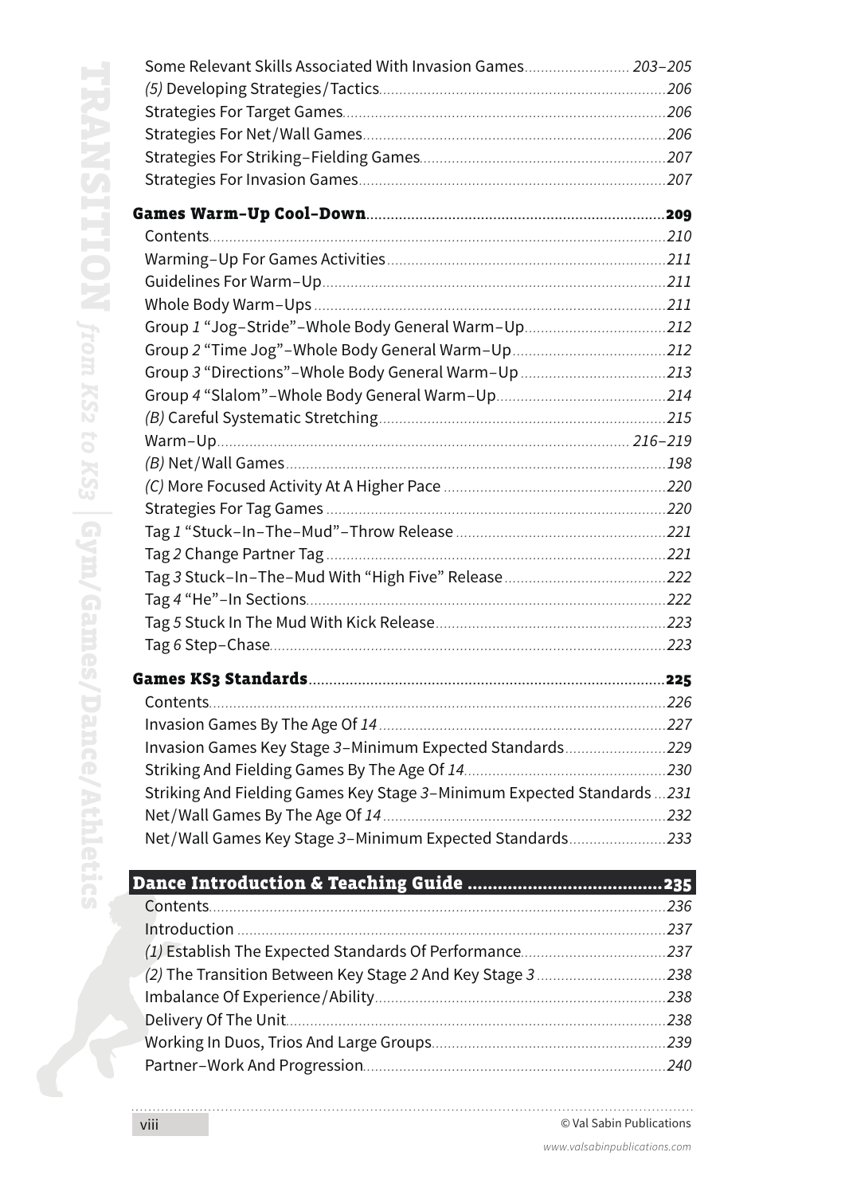Some Relevant Skills Associated With Invasion Games ........ 203–205
*(5)* Developing Strategies/Tactics ........ 206
Strategies For Target Games ........ 206
Strategies For Net/Wall Games ........ 206
Strategies For Striking–Fielding Games ........ 207
Strategies For Invasion Games ........ 207

**Games Warm-Up Cool-Down ........ 209**
Contents ........ 210
Warming–Up For Games Activities ........ 211
Guidelines For Warm–Up ........ 211
Whole Body Warm–Ups ........ 211
Group *1* "Jog–Stride"–Whole Body General Warm–Up ........ 212
Group *2* "Time Jog"–Whole Body General Warm–Up ........ 212
Group *3* "Directions"–Whole Body General Warm–Up ........ 213
Group *4* "Slalom"–Whole Body General Warm–Up ........ 214
*(B)* Careful Systematic Stretching ........ 215
Warm–Up ........ 216–219
*(B)* Net/Wall Games ........ 198
*(C)* More Focused Activity At A Higher Pace ........ 220
Strategies For Tag Games ........ 220
Tag *1* "Stuck–In–The–Mud"–Throw Release ........ 221
Tag *2* Change Partner Tag ........ 221
Tag *3* Stuck–In–The–Mud With "High Five" Release ........ 222
Tag *4* "He"–In Sections ........ 222
Tag *5* Stuck In The Mud With Kick Release ........ 223
Tag *6* Step–Chase ........ 223

**Games KS3 Standards ........ 225**
Contents ........ 226
Invasion Games By The Age Of *14* ........ 227
Invasion Games Key Stage *3*–Minimum Expected Standards ........ 229
Striking And Fielding Games By The Age Of *14* ........ 230
Striking And Fielding Games Key Stage *3*–Minimum Expected Standards ........ 231
Net/Wall Games By The Age Of *14* ........ 232
Net/Wall Games Key Stage *3*–Minimum Expected Standards ........ 233

## Dance Introduction & Teaching Guide ........ 235
Contents ........ 236
Introduction ........ 237
*(1)* Establish The Expected Standards Of Performance ........ 237
*(2)* The Transition Between Key Stage *2* And Key Stage *3* ........ 238
Imbalance Of Experience/Ability ........ 238
Delivery Of The Unit ........ 238
Working In Duos, Trios And Large Groups ........ 239
Partner–Work And Progression ........ 240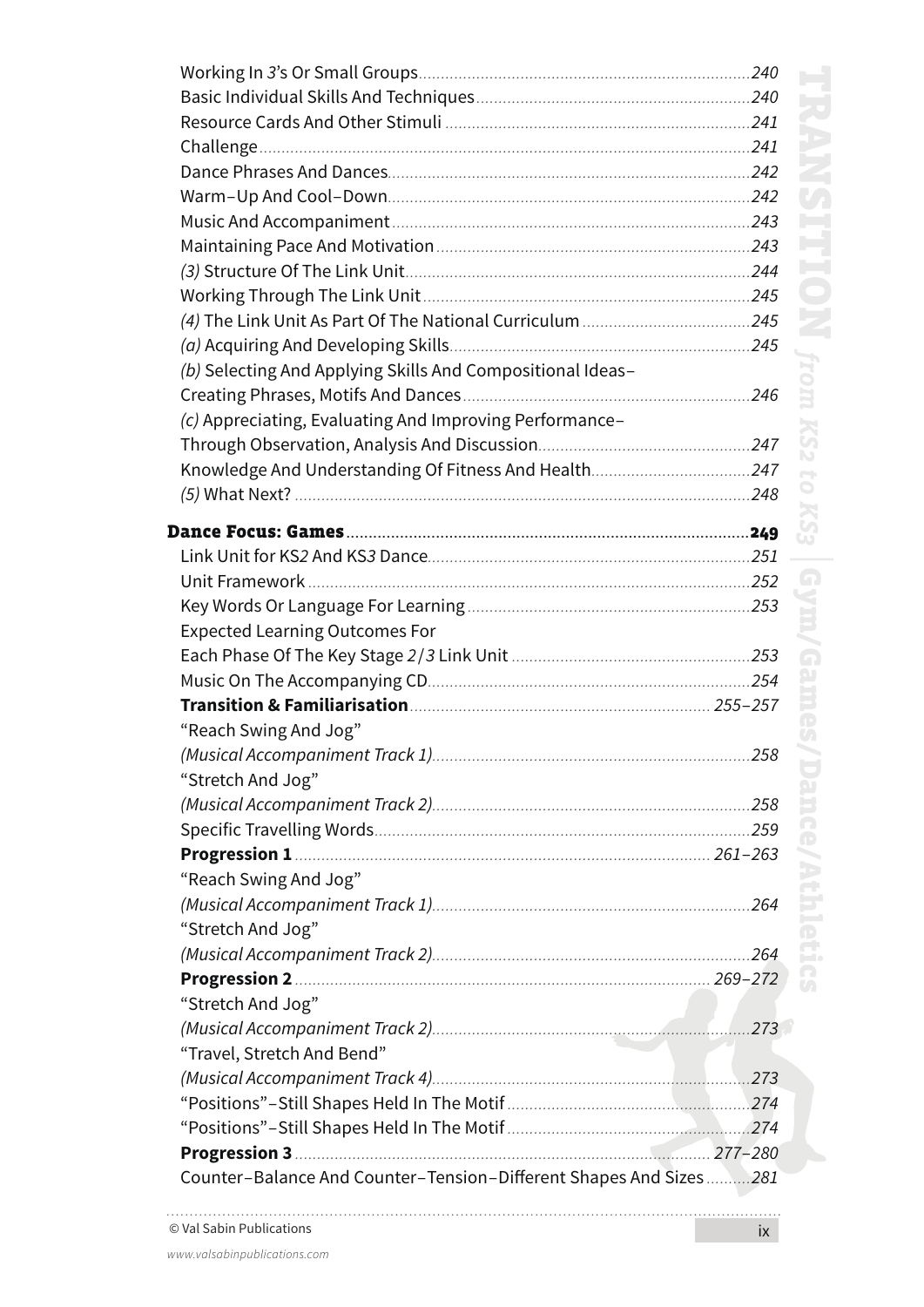Working In *3*'s Or Small Groups ........ 240
Basic Individual Skills And Techniques ........ 240
Resource Cards And Other Stimuli ........ 241
Challenge ........ 241
Dance Phrases And Dances ........ 242
Warm–Up And Cool–Down ........ 242
Music And Accompaniment ........ 243
Maintaining Pace And Motivation ........ 243
*(3)* Structure Of The Link Unit ........ 244
Working Through The Link Unit ........ 245
*(4)* The Link Unit As Part Of The National Curriculum ........ 245
*(a)* Acquiring And Developing Skills ........ 245
*(b)* Selecting And Applying Skills And Compositional Ideas– Creating Phrases, Motifs And Dances ........ 246
*(c)* Appreciating, Evaluating And Improving Performance– Through Observation, Analysis And Discussion ........ 247
Knowledge And Understanding Of Fitness And Health ........ 247
*(5)* What Next? ........ 248

**Dance Focus: Games** ........ **249**
Link Unit for KS*2* And KS*3* Dance ........ 251
Unit Framework ........ 252
Key Words Or Language For Learning ........ 253
Expected Learning Outcomes For Each Phase Of The Key Stage *2*/*3* Link Unit ........ 253
Music On The Accompanying CD ........ 254
**Transition & Familiarisation** ........ *255–257*
"Reach Swing And Jog" *(Musical Accompaniment Track 1)* ........ 258
"Stretch And Jog" *(Musical Accompaniment Track 2)* ........ 258
Specific Travelling Words ........ 259
**Progression 1** ........ *261–263*
"Reach Swing And Jog" *(Musical Accompaniment Track 1)* ........ 264
"Stretch And Jog" *(Musical Accompaniment Track 2)* ........ 264
**Progression 2** ........ *269–272*
"Stretch And Jog" *(Musical Accompaniment Track 2)* ........ 273
"Travel, Stretch And Bend" *(Musical Accompaniment Track 4)* ........ 273
"Positions"–Still Shapes Held In The Motif ........ 274
"Positions"–Still Shapes Held In The Motif ........ 274
**Progression 3** ........ *277–280*
Counter–Balance And Counter–Tension–Different Shapes And Sizes ........ 281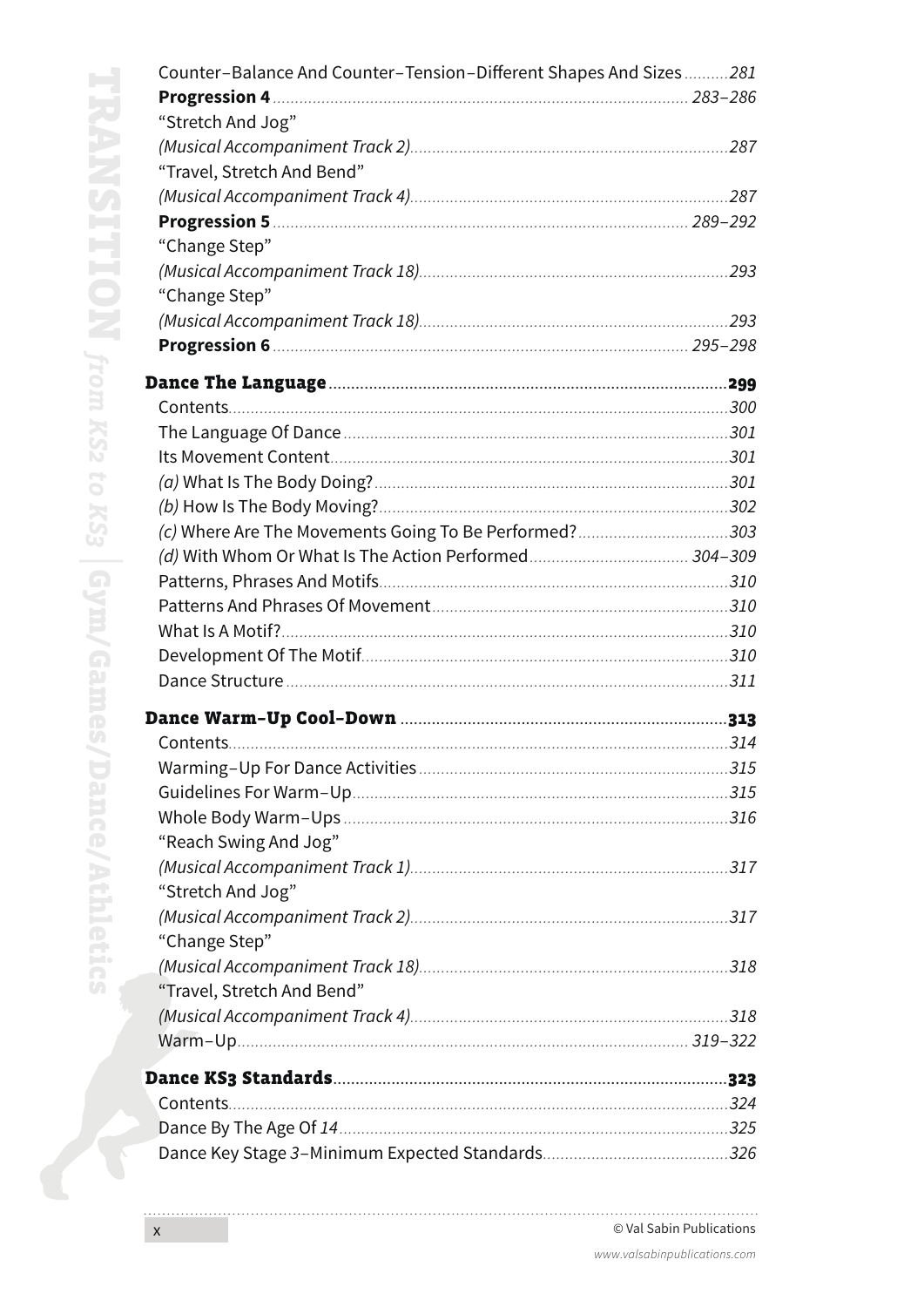Counter–Balance And Counter–Tension–Different Shapes And Sizes ..........281

**Progression 4** ............ 283–286

"Stretch And Jog"

*(Musical Accompaniment Track 2)*.......287

"Travel, Stretch And Bend"

*(Musical Accompaniment Track 4)*.......287

**Progression 5** ............ 289–292

"Change Step"

*(Musical Accompaniment Track 18)*.......293

"Change Step"

*(Musical Accompaniment Track 18)*.......293

**Progression 6** ............ 295–298

**Dance The Language** ............299

Contents............300

The Language Of Dance............301

Its Movement Content............301

*(a)* What Is The Body Doing?............301

*(b)* How Is The Body Moving?............302

*(c)* Where Are The Movements Going To Be Performed?............303

*(d)* With Whom Or What Is The Action Performed............304–309

Patterns, Phrases And Motifs............310

Patterns And Phrases Of Movement............310

What Is A Motif?............310

Development Of The Motif............310

Dance Structure............311

**Dance Warm-Up Cool-Down** ............313

Contents............314

Warming–Up For Dance Activities............315

Guidelines For Warm–Up............315

Whole Body Warm–Ups............316

"Reach Swing And Jog"

*(Musical Accompaniment Track 1)*.......317

"Stretch And Jog"

*(Musical Accompaniment Track 2)*.......317

"Change Step"

*(Musical Accompaniment Track 18)*.......318

"Travel, Stretch And Bend"

*(Musical Accompaniment Track 4)*.......318

Warm–Up............319–322

**Dance KS3 Standards**............323

Contents............324

Dance By The Age Of *14*............325

Dance Key Stage *3*–Minimum Expected Standards............326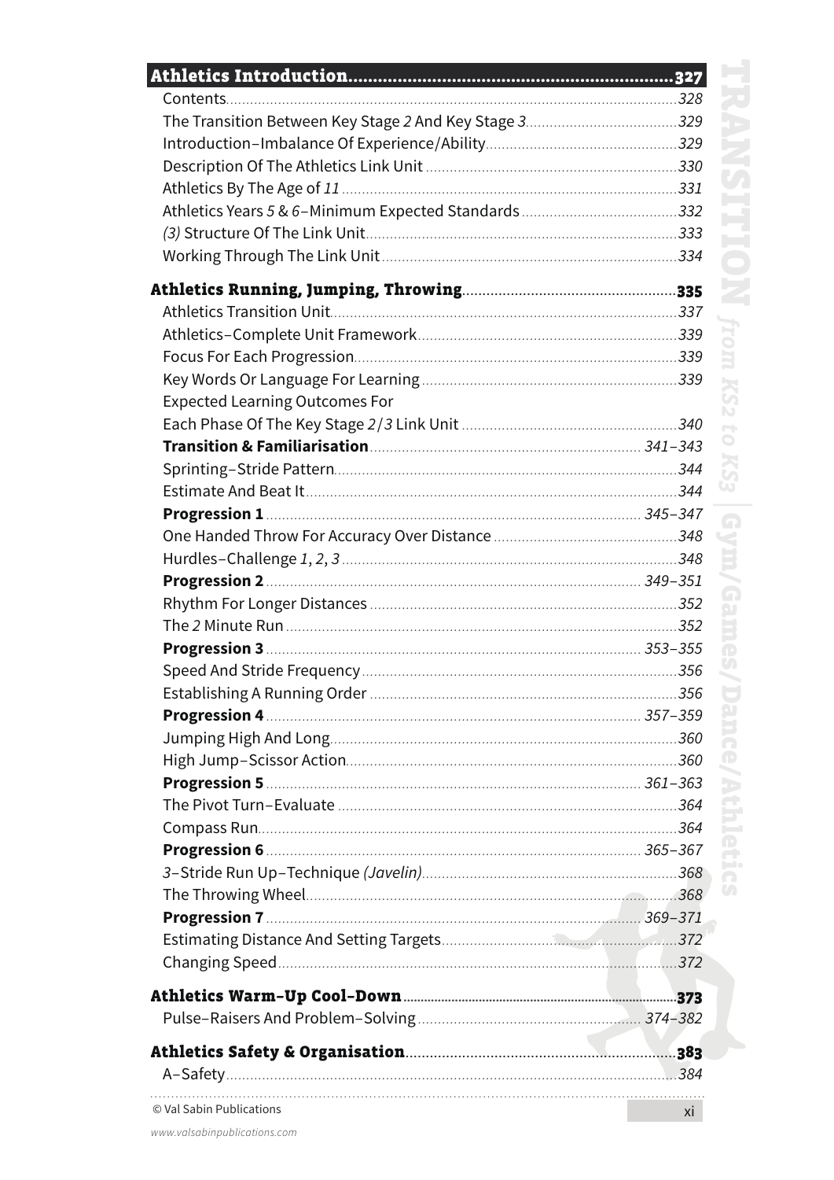**Athletics Introduction** ..... 327

Contents ..... 328
The Transition Between Key Stage *2* And Key Stage *3* ..... 329
Introduction–Imbalance Of Experience/Ability ..... 329
Description Of The Athletics Link Unit ..... 330
Athletics By The Age of *11* ..... 331
Athletics Years *5* & *6*–Minimum Expected Standards ..... 332
*(3)* Structure Of The Link Unit ..... 333
Working Through The Link Unit ..... 334

**Athletics Running, Jumping, Throwing** ..... 335

Athletics Transition Unit ..... 337
Athletics–Complete Unit Framework ..... 339
Focus For Each Progression ..... 339
Key Words Or Language For Learning ..... 339
Expected Learning Outcomes For
Each Phase Of The Key Stage *2*/*3* Link Unit ..... 340
**Transition & Familiarisation** ..... 341–343
Sprinting–Stride Pattern ..... 344
Estimate And Beat It ..... 344
**Progression 1** ..... 345–347
One Handed Throw For Accuracy Over Distance ..... 348
Hurdles–Challenge *1*, *2*, *3* ..... 348
**Progression 2** ..... 349–351
Rhythm For Longer Distances ..... 352
The *2* Minute Run ..... 352
**Progression 3** ..... 353–355
Speed And Stride Frequency ..... 356
Establishing A Running Order ..... 356
**Progression 4** ..... 357–359
Jumping High And Long ..... 360
High Jump–Scissor Action ..... 360
**Progression 5** ..... 361–363
The Pivot Turn–Evaluate ..... 364
Compass Run ..... 364
**Progression 6** ..... 365–367
*3*–Stride Run Up–Technique *(Javelin)* ..... 368
The Throwing Wheel ..... 368
**Progression 7** ..... 369–371
Estimating Distance And Setting Targets ..... 372
Changing Speed ..... 372

**Athletics Warm-Up Cool-Down** ..... 373

Pulse–Raisers And Problem–Solving ..... 374–382

**Athletics Safety & Organisation** ..... 383

A–Safety ..... 384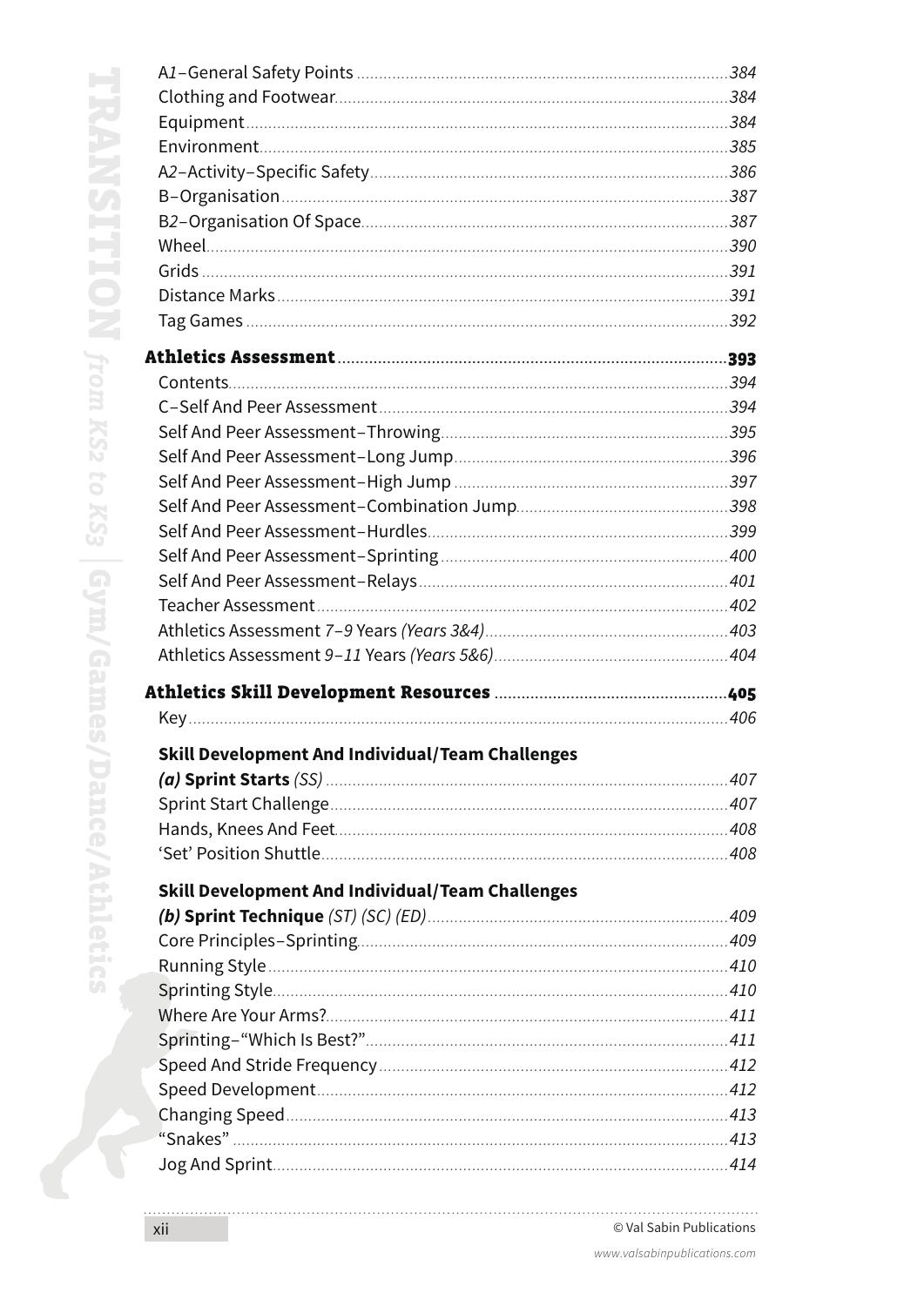A*1*–General Safety Points ... 384
Clothing and Footwear ... 384
Equipment ... 384
Environment ... 385
A*2*–Activity–Specific Safety ... 386
B–Organisation ... 387
B*2*–Organisation Of Space ... 387
Wheel ... 390
Grids ... 391
Distance Marks ... 391
Tag Games ... 392

**Athletics Assessment ... 393**

Contents ... 394
C–Self And Peer Assessment ... 394
Self And Peer Assessment–Throwing ... 395
Self And Peer Assessment–Long Jump ... 396
Self And Peer Assessment–High Jump ... 397
Self And Peer Assessment–Combination Jump ... 398
Self And Peer Assessment–Hurdles ... 399
Self And Peer Assessment–Sprinting ... 400
Self And Peer Assessment–Relays ... 401
Teacher Assessment ... 402
Athletics Assessment *7–9* Years *(Years 3&4)* ... 403
Athletics Assessment *9–11* Years *(Years 5&6)* ... 404

**Athletics Skill Development Resources ... 405**

Key ... 406

**Skill Development And Individual/Team Challenges**

***(a)* Sprint Starts** *(SS)* ... 407
Sprint Start Challenge ... 407
Hands, Knees And Feet ... 408
'Set' Position Shuttle ... 408

**Skill Development And Individual/Team Challenges**

***(b)* Sprint Technique** *(ST) (SC) (ED)* ... 409
Core Principles–Sprinting ... 409
Running Style ... 410
Sprinting Style ... 410
Where Are Your Arms? ... 411
Sprinting–"Which Is Best?" ... 411
Speed And Stride Frequency ... 412
Speed Development ... 412
Changing Speed ... 413
"Snakes" ... 413
Jog And Sprint ... 414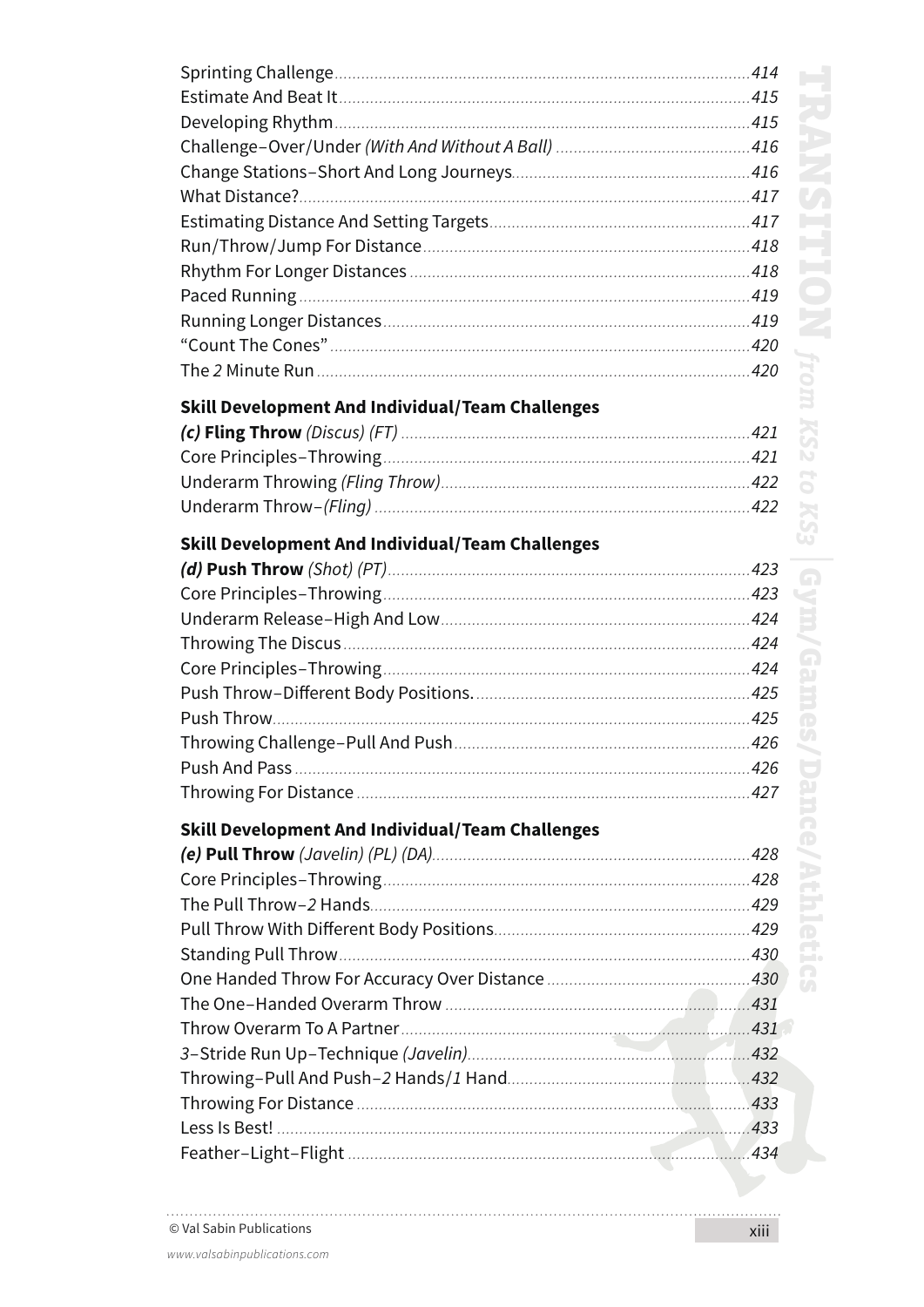Sprinting Challenge ... 414
Estimate And Beat It ... 415
Developing Rhythm ... 415
Challenge–Over/Under *(With And Without A Ball)* ... 416
Change Stations–Short And Long Journeys ... 416
What Distance? ... 417
Estimating Distance And Setting Targets ... 417
Run/Throw/Jump For Distance ... 418
Rhythm For Longer Distances ... 418
Paced Running ... 419
Running Longer Distances ... 419
"Count The Cones" ... 420
The *2* Minute Run ... 420

### Skill Development And Individual/Team Challenges

***(c)* Fling Throw** *(Discus) (FT)* ... 421
Core Principles–Throwing ... 421
Underarm Throwing *(Fling Throw)* ... 422
Underarm Throw–*(Fling)* ... 422

### Skill Development And Individual/Team Challenges

***(d)* Push Throw** *(Shot) (PT)* ... 423
Core Principles–Throwing ... 423
Underarm Release–High And Low ... 424
Throwing The Discus ... 424
Core Principles–Throwing ... 424
Push Throw–Different Body Positions. ... 425
Push Throw ... 425
Throwing Challenge–Pull And Push ... 426
Push And Pass ... 426
Throwing For Distance ... 427

### Skill Development And Individual/Team Challenges

***(e)* Pull Throw** *(Javelin) (PL) (DA)* ... 428
Core Principles–Throwing ... 428
The Pull Throw–*2* Hands ... 429
Pull Throw With Different Body Positions ... 429
Standing Pull Throw ... 430
One Handed Throw For Accuracy Over Distance ... 430
The One–Handed Overarm Throw ... 431
Throw Overarm To A Partner ... 431
*3*–Stride Run Up–Technique *(Javelin)* ... 432
Throwing–Pull And Push–*2* Hands/*1* Hand ... 432
Throwing For Distance ... 433
Less Is Best! ... 433
Feather–Light–Flight ... 434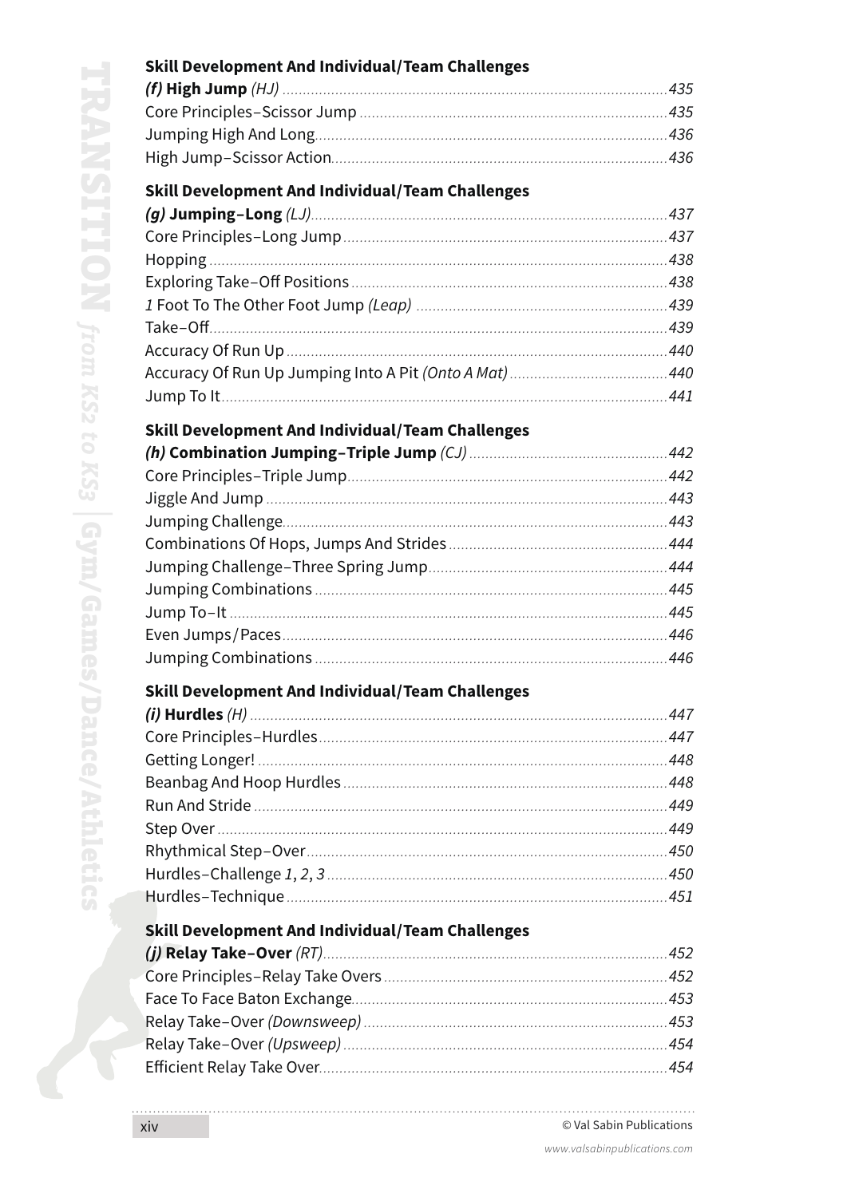### Skill Development And Individual/Team Challenges

**(f) High Jump** *(HJ)* ... *435*
Core Principles–Scissor Jump ... *435*
Jumping High And Long ... *436*
High Jump–Scissor Action ... *436*

### Skill Development And Individual/Team Challenges

**(g) Jumping–Long** *(LJ)* ... *437*
Core Principles–Long Jump ... *437*
Hopping ... *438*
Exploring Take–Off Positions ... *438*
*1* Foot To The Other Foot Jump *(Leap)* ... *439*
Take–Off ... *439*
Accuracy Of Run Up ... *440*
Accuracy Of Run Up Jumping Into A Pit *(Onto A Mat)* ... *440*
Jump To It ... *441*

### Skill Development And Individual/Team Challenges

**(h) Combination Jumping–Triple Jump** *(CJ)* ... *442*
Core Principles–Triple Jump ... *442*
Jiggle And Jump ... *443*
Jumping Challenge ... *443*
Combinations Of Hops, Jumps And Strides ... *444*
Jumping Challenge–Three Spring Jump ... *444*
Jumping Combinations ... *445*
Jump To–It ... *445*
Even Jumps/Paces ... *446*
Jumping Combinations ... *446*

### Skill Development And Individual/Team Challenges

**(i) Hurdles** *(H)* ... *447*
Core Principles–Hurdles ... *447*
Getting Longer! ... *448*
Beanbag And Hoop Hurdles ... *448*
Run And Stride ... *449*
Step Over ... *449*
Rhythmical Step–Over ... *450*
Hurdles–Challenge *1*, *2*, *3* ... *450*
Hurdles–Technique ... *451*

### Skill Development And Individual/Team Challenges

**(j) Relay Take–Over** *(RT)* ... *452*
Core Principles–Relay Take Overs ... *452*
Face To Face Baton Exchange ... *453*
Relay Take–Over *(Downsweep)* ... *453*
Relay Take–Over *(Upsweep)* ... *454*
Efficient Relay Take Over ... *454*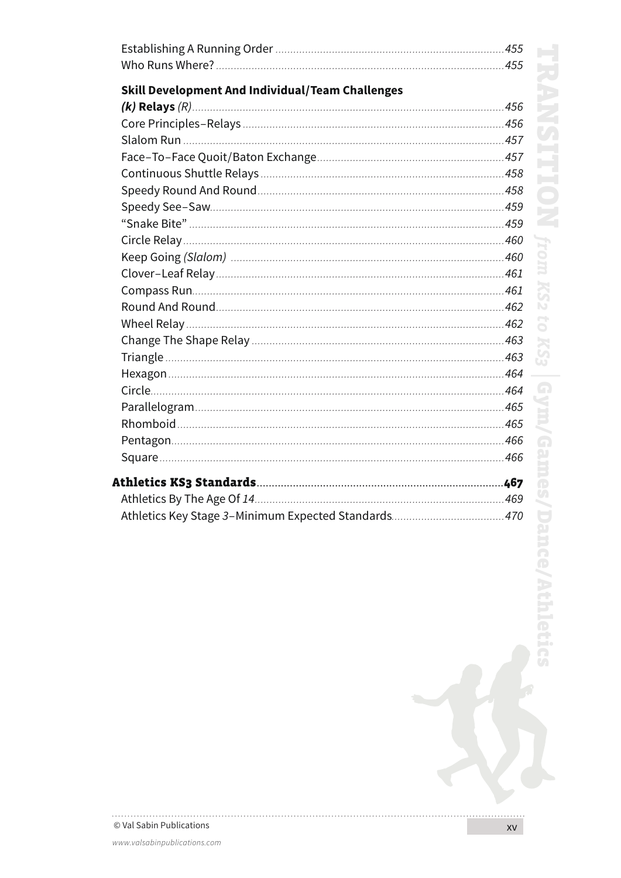Establishing A Running Order ....... 455
Who Runs Where? ....... 455

**Skill Development And Individual/Team Challenges**

***(k)* Relays** *(R)* ....... 456
Core Principles–Relays ....... 456
Slalom Run ....... 457
Face–To–Face Quoit/Baton Exchange ....... 457
Continuous Shuttle Relays ....... 458
Speedy Round And Round ....... 458
Speedy See–Saw ....... 459
"Snake Bite" ....... 459
Circle Relay ....... 460
Keep Going *(Slalom)* ....... 460
Clover–Leaf Relay ....... 461
Compass Run ....... 461
Round And Round ....... 462
Wheel Relay ....... 462
Change The Shape Relay ....... 463
Triangle ....... 463
Hexagon ....... 464
Circle ....... 464
Parallelogram ....... 465
Rhomboid ....... 465
Pentagon ....... 466
Square ....... 466

**Athletics KS3 Standards** ....... **467**
Athletics By The Age Of *14* ....... 469
Athletics Key Stage *3*–Minimum Expected Standards ....... 470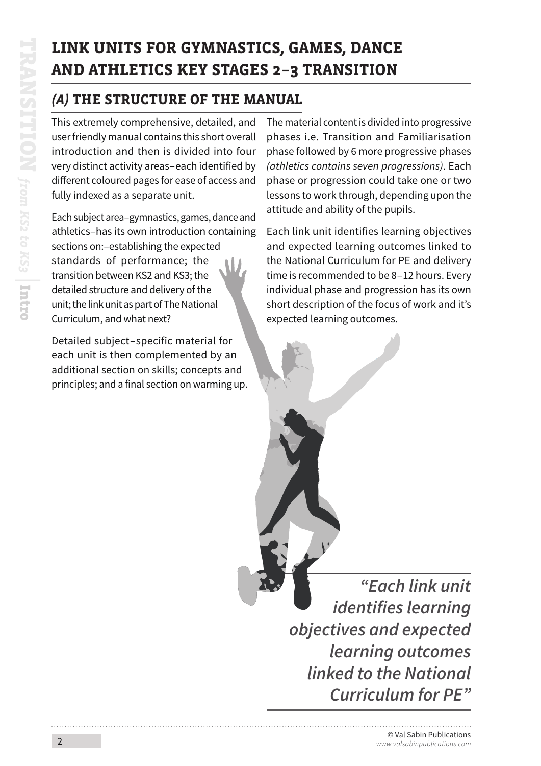# LINK UNITS FOR GYMNASTICS, GAMES, DANCE AND ATHLETICS KEY STAGES 2–3 TRANSITION

## *(A)* THE STRUCTURE OF THE MANUAL

This extremely comprehensive, detailed, and user friendly manual contains this short overall introduction and then is divided into four very distinct activity areas–each identified by different coloured pages for ease of access and fully indexed as a separate unit.

Each subject area–gymnastics, games, dance and athletics–has its own introduction containing sections on:–establishing the expected standards of performance; the transition between KS2 and KS3; the detailed structure and delivery of the unit; the link unit as part of The National Curriculum, and what next?

Detailed subject–specific material for each unit is then complemented by an additional section on skills; concepts and principles; and a final section on warming up.

The material content is divided into progressive phases i.e. Transition and Familiarisation phase followed by 6 more progressive phases *(athletics contains seven progressions)*. Each phase or progression could take one or two lessons to work through, depending upon the attitude and ability of the pupils.

Each link unit identifies learning objectives and expected learning outcomes linked to the National Curriculum for PE and delivery time is recommended to be 8–12 hours. Every individual phase and progression has its own short description of the focus of work and it's expected learning outcomes.

*"Each link unit identifies learning objectives and expected learning outcomes linked to the National Curriculum for PE"*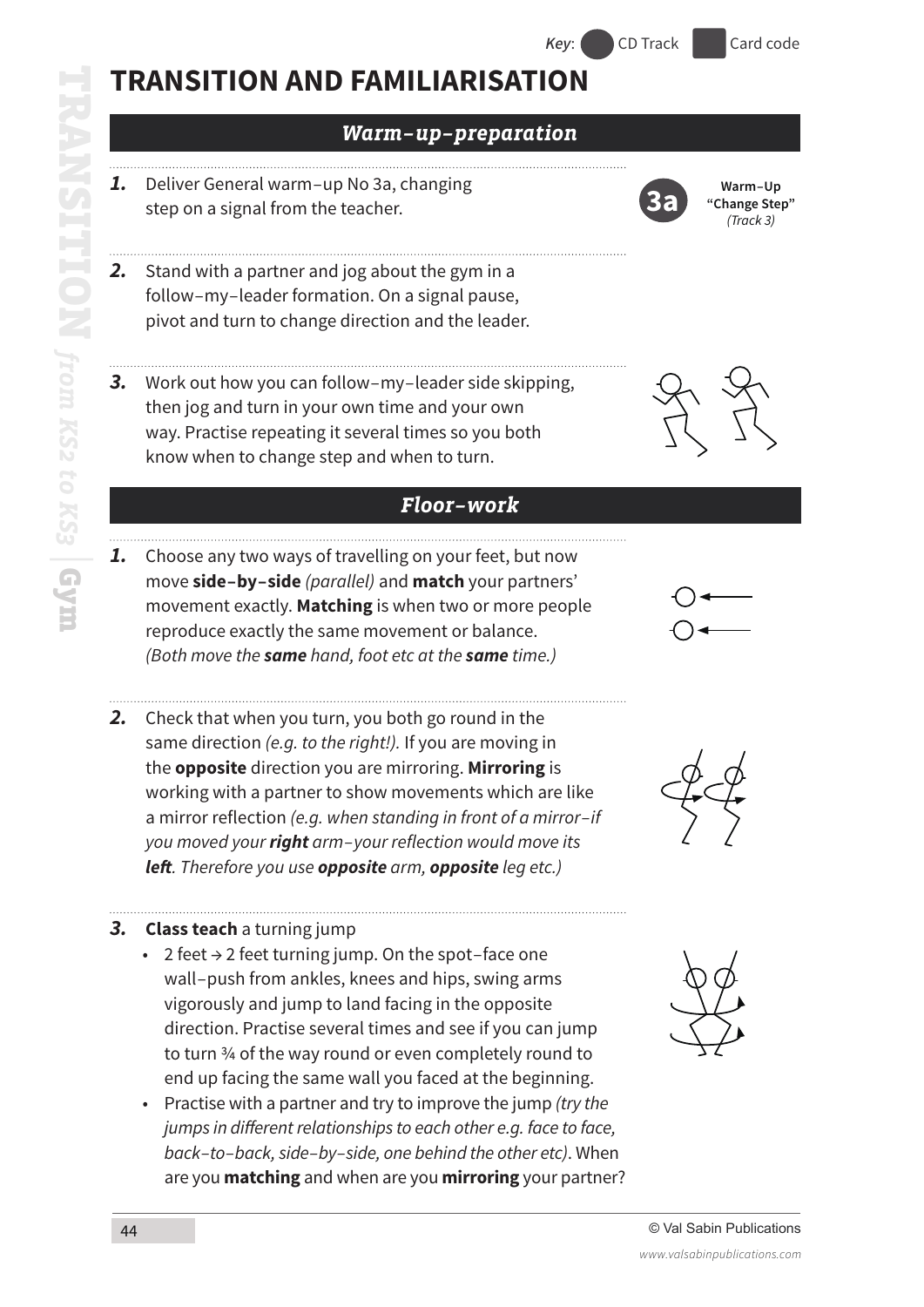*Key*: CD Track Card code

# TRANSITION AND FAMILIARISATION

## *Warm–up–preparation*

**1.** Deliver General warm–up No 3a, changing step on a signal from the teacher.

**3a** Warm–Up "Change Step" *(Track 3)*

**2.** Stand with a partner and jog about the gym in a follow–my–leader formation. On a signal pause, pivot and turn to change direction and the leader.

**3.** Work out how you can follow–my–leader side skipping, then jog and turn in your own time and your own way. Practise repeating it several times so you both know when to change step and when to turn.

## *Floor–work*

**1.** Choose any two ways of travelling on your feet, but now move **side–by–side** *(parallel)* and **match** your partners' movement exactly. **Matching** is when two or more people reproduce exactly the same movement or balance. *(Both move the* ***same*** *hand, foot etc at the* ***same*** *time.)*

**2.** Check that when you turn, you both go round in the same direction *(e.g. to the right!).* If you are moving in the **opposite** direction you are mirroring. **Mirroring** is working with a partner to show movements which are like a mirror reflection *(e.g. when standing in front of a mirror–if you moved your* ***right*** *arm–your reflection would move its* ***left****. Therefore you use* ***opposite*** *arm,* ***opposite*** *leg etc.)*

**3. Class teach** a turning jump

- 2 feet → 2 feet turning jump. On the spot–face one wall–push from ankles, knees and hips, swing arms vigorously and jump to land facing in the opposite direction. Practise several times and see if you can jump to turn ¾ of the way round or even completely round to end up facing the same wall you faced at the beginning.
- Practise with a partner and try to improve the jump *(try the jumps in different relationships to each other e.g. face to face, back–to–back, side–by–side, one behind the other etc)*. When are you **matching** and when are you **mirroring** your partner?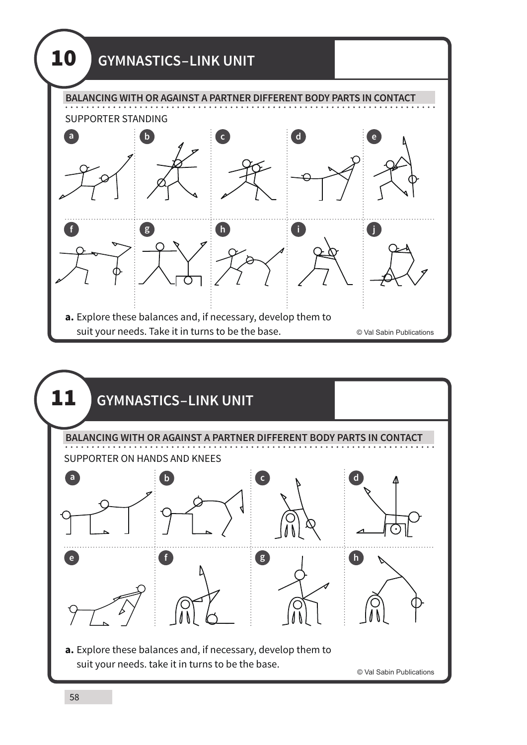# 10 GYMNASTICS–LINK UNIT

## BALANCING WITH OR AGAINST A PARTNER DIFFERENT BODY PARTS IN CONTACT

SUPPORTER STANDING

a b c d e

f g h i j

**a.** Explore these balances and, if necessary, develop them to suit your needs. Take it in turns to be the base.

© Val Sabin Publications

# 11 GYMNASTICS–LINK UNIT

## BALANCING WITH OR AGAINST A PARTNER DIFFERENT BODY PARTS IN CONTACT

SUPPORTER ON HANDS AND KNEES

a b c d

e f g h

**a.** Explore these balances and, if necessary, develop them to suit your needs. take it in turns to be the base.

© Val Sabin Publications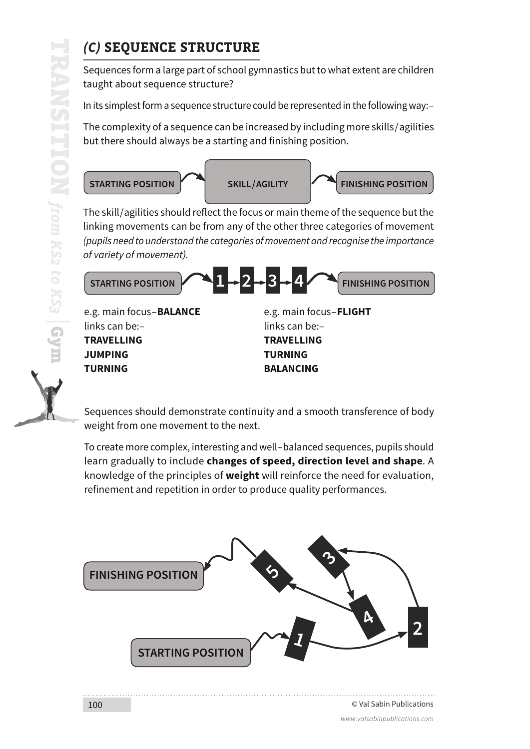## *(C)* SEQUENCE STRUCTURE

Sequences form a large part of school gymnastics but to what extent are children taught about sequence structure?

In its simplest form a sequence structure could be represented in the following way:–

The complexity of a sequence can be increased by including more skills/agilities but there should always be a starting and finishing position.

STARTING POSITION → SKILL/AGILITY → FINISHING POSITION

The skill/agilities should reflect the focus or main theme of the sequence but the linking movements can be from any of the other three categories of movement *(pupils need to understand the categories of movement and recognise the importance of variety of movement).*

STARTING POSITION → 1 → 2 → 3 → 4 → FINISHING POSITION

e.g. main focus–**BALANCE**
links can be:–
**TRAVELLING**
**JUMPING**
**TURNING**

e.g. main focus–**FLIGHT**
links can be:–
**TRAVELLING**
**TURNING**
**BALANCING**

Sequences should demonstrate continuity and a smooth transference of body weight from one movement to the next.

To create more complex, interesting and well–balanced sequences, pupils should learn gradually to include **changes of speed, direction level and shape**. A knowledge of the principles of **weight** will reinforce the need for evaluation, refinement and repetition in order to produce quality performances.

STARTING POSITION → 1 → 2 → 3 → 4 → 5 → FINISHING POSITION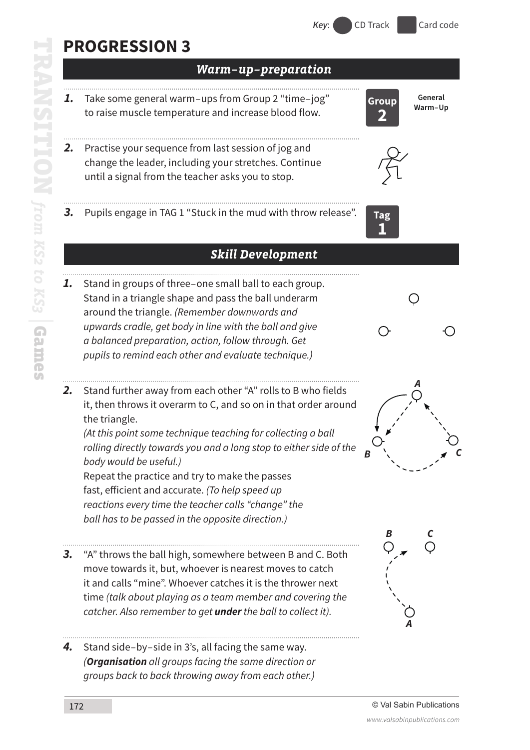Key: CD Track Card code

# PROGRESSION 3

## Warm–up–preparation

**1.** Take some general warm–ups from Group 2 "time–jog" to raise muscle temperature and increase blood flow.

Group 2 — General Warm–Up

**2.** Practise your sequence from last session of jog and change the leader, including your stretches. Continue until a signal from the teacher asks you to stop.

**3.** Pupils engage in TAG 1 "Stuck in the mud with throw release".

Tag 1

## Skill Development

**1.** Stand in groups of three–one small ball to each group. Stand in a triangle shape and pass the ball underarm around the triangle. *(Remember downwards and upwards cradle, get body in line with the ball and give a balanced preparation, action, follow through. Get pupils to remind each other and evaluate technique.)*

**2.** Stand further away from each other "A" rolls to B who fields it, then throws it overarm to C, and so on in that order around the triangle.
*(At this point some technique teaching for collecting a ball rolling directly towards you and a long stop to either side of the body would be useful.)*
Repeat the practice and try to make the passes fast, efficient and accurate. *(To help speed up reactions every time the teacher calls "change" the ball has to be passed in the opposite direction.)*

**3.** "A" throws the ball high, somewhere between B and C. Both move towards it, but, whoever is nearest moves to catch it and calls "mine". Whoever catches it is the thrower next time *(talk about playing as a team member and covering the catcher. Also remember to get **under** the ball to collect it).*

**4.** Stand side–by–side in 3's, all facing the same way. *(**Organisation** all groups facing the same direction or groups back to back throwing away from each other.)*

© Val Sabin Publications

www.valsabinpublications.com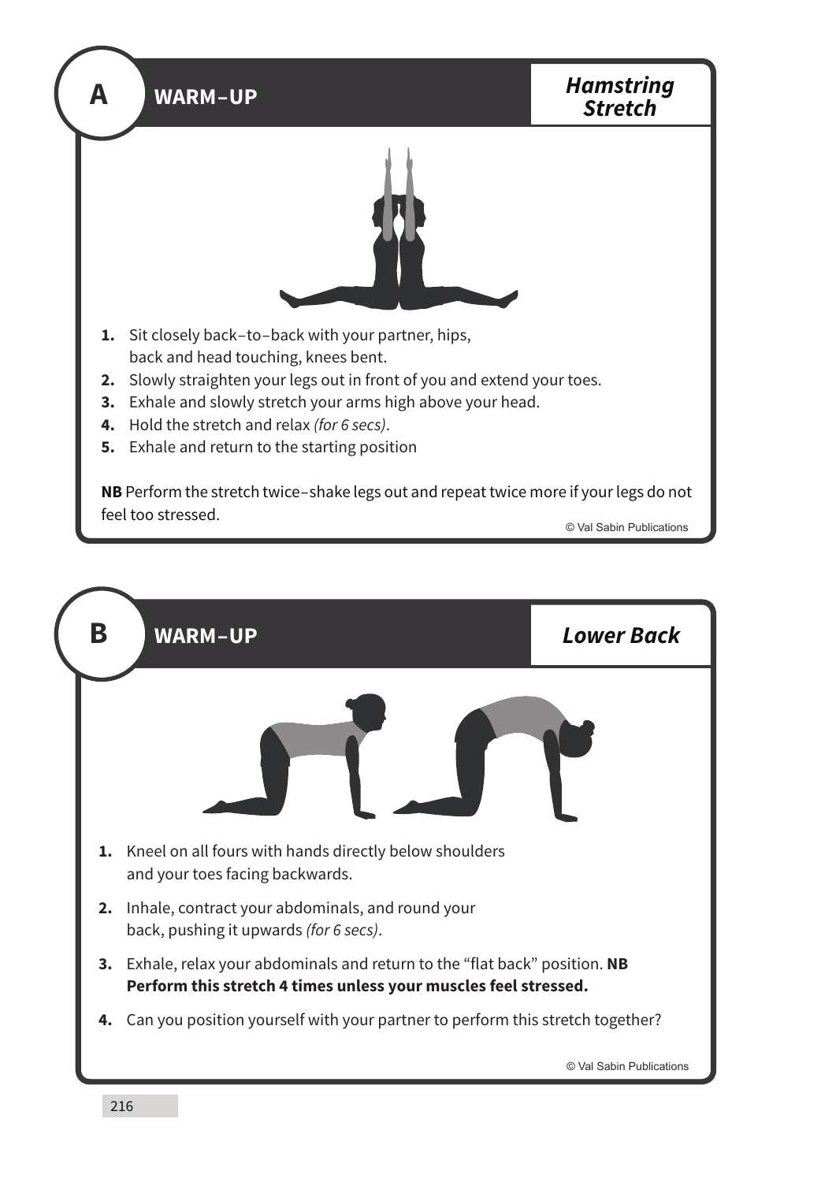## A WARM–UP — *Hamstring Stretch*

1. Sit closely back–to–back with your partner, hips, back and head touching, knees bent.
2. Slowly straighten your legs out in front of you and extend your toes.
3. Exhale and slowly stretch your arms high above your head.
4. Hold the stretch and relax *(for 6 secs)*.
5. Exhale and return to the starting position

**NB** Perform the stretch twice–shake legs out and repeat twice more if your legs do not feel too stressed.

© Val Sabin Publications

## B WARM–UP — *Lower Back*

1. Kneel on all fours with hands directly below shoulders and your toes facing backwards.
2. Inhale, contract your abdominals, and round your back, pushing it upwards *(for 6 secs)*.
3. Exhale, relax your abdominals and return to the "flat back" position. **NB Perform this stretch 4 times unless your muscles feel stressed.**
4. Can you position yourself with your partner to perform this stretch together?

© Val Sabin Publications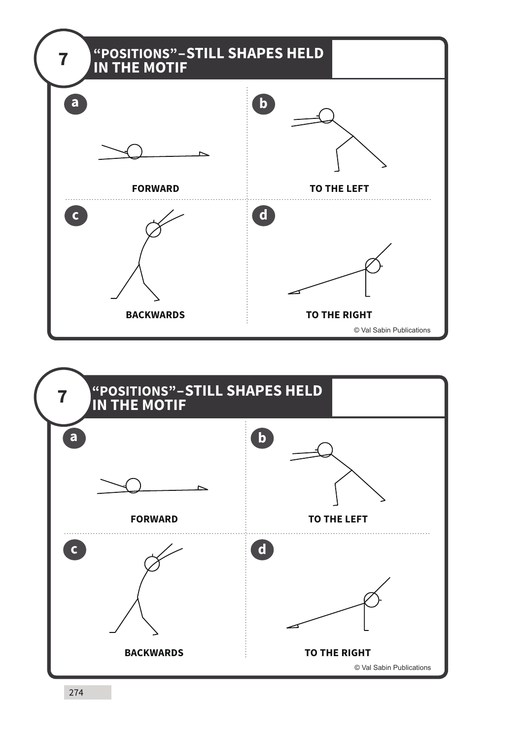## 7 "POSITIONS"–STILL SHAPES HELD IN THE MOTIF

**a** FORWARD

**b** TO THE LEFT

**c** BACKWARDS

**d** TO THE RIGHT

© Val Sabin Publications

## 7 "POSITIONS"–STILL SHAPES HELD IN THE MOTIF

**a** FORWARD

**b** TO THE LEFT

**c** BACKWARDS

**d** TO THE RIGHT

© Val Sabin Publications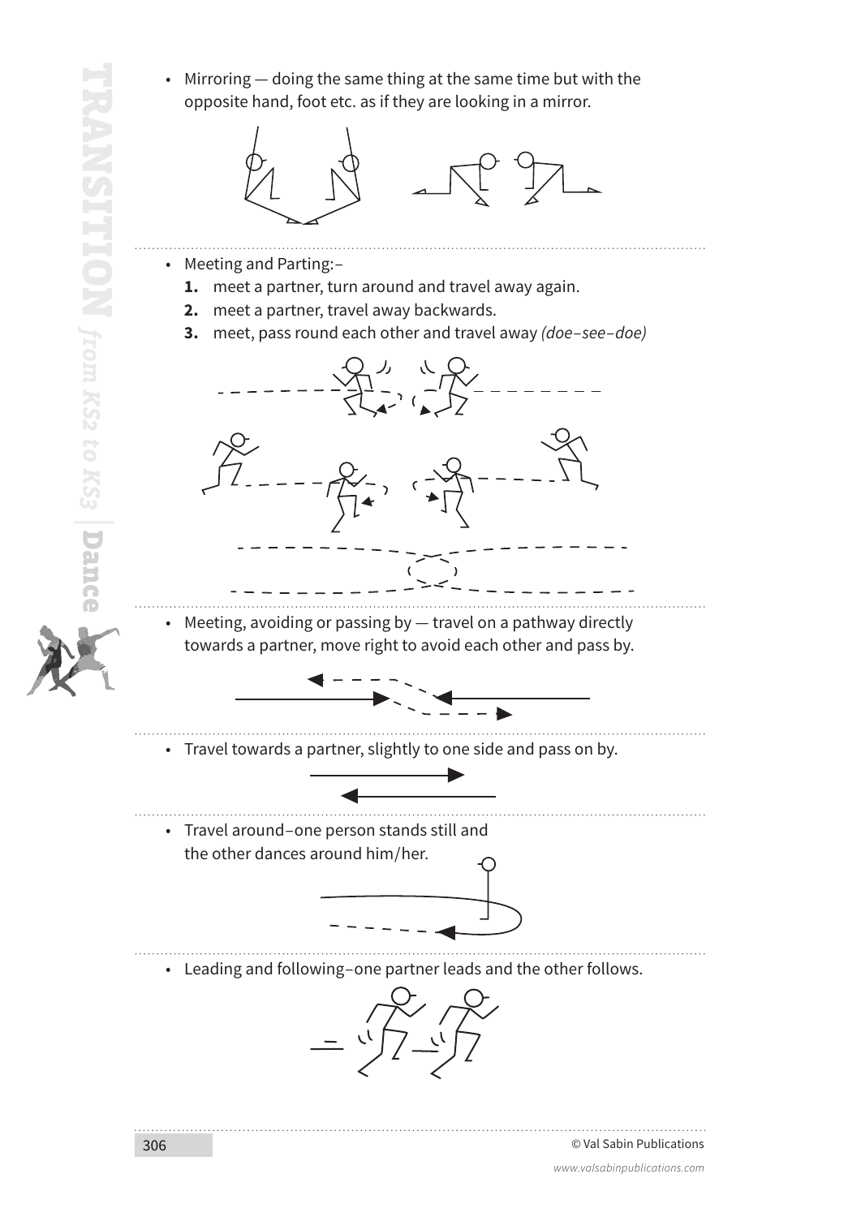- Mirroring — doing the same thing at the same time but with the opposite hand, foot etc. as if they are looking in a mirror.

- Meeting and Parting:–
  1. meet a partner, turn around and travel away again.
  2. meet a partner, travel away backwards.
  3. meet, pass round each other and travel away *(doe–see–doe)*

- Meeting, avoiding or passing by — travel on a pathway directly towards a partner, move right to avoid each other and pass by.

- Travel towards a partner, slightly to one side and pass on by.

- Travel around–one person stands still and the other dances around him/her.

- Leading and following–one partner leads and the other follows.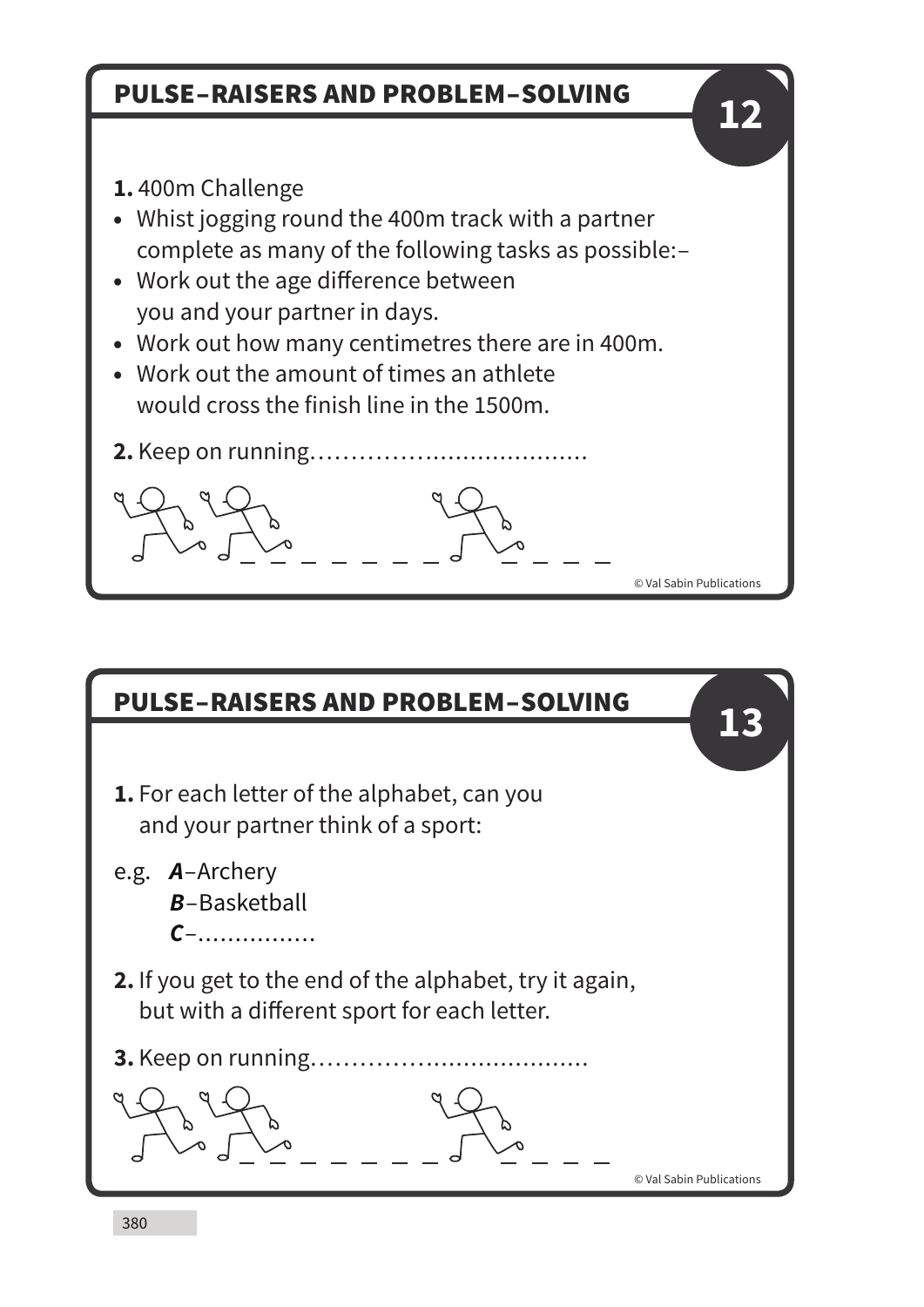## PULSE–RAISERS AND PROBLEM–SOLVING

**12**

**1.** 400m Challenge

- Whist jogging round the 400m track with a partner complete as many of the following tasks as possible:–
- Work out the age difference between you and your partner in days.
- Work out how many centimetres there are in 400m.
- Work out the amount of times an athlete would cross the finish line in the 1500m.

**2.** Keep on running……………...............…………

© Val Sabin Publications

## PULSE–RAISERS AND PROBLEM–SOLVING

**13**

**1.** For each letter of the alphabet, can you and your partner think of a sport:

e.g. ***A***–Archery
***B***–Basketball
***C***–…………….

**2.** If you get to the end of the alphabet, try it again, but with a different sport for each letter.

**3.** Keep on running……………...............…………

© Val Sabin Publications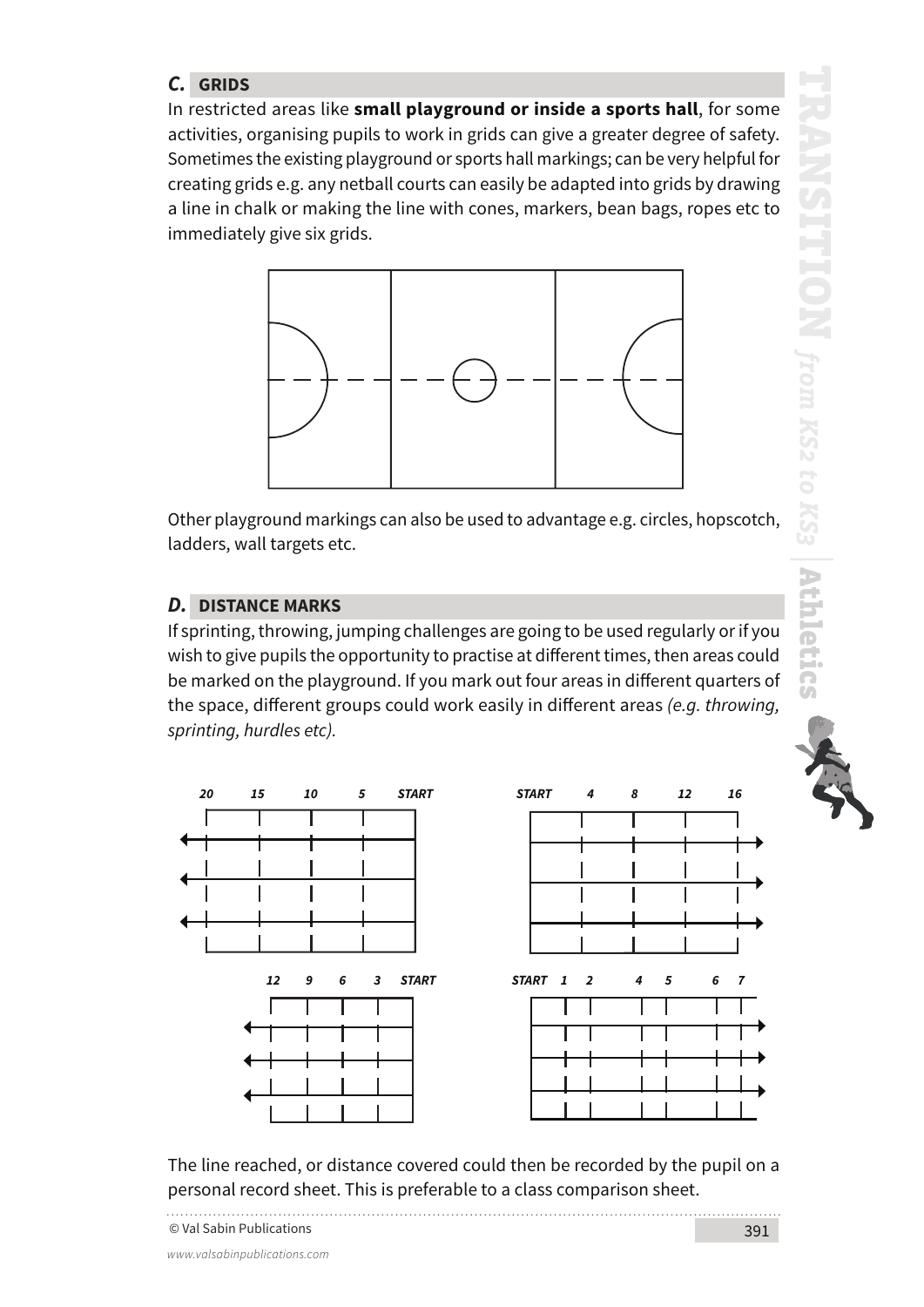## *C.* GRIDS

In restricted areas like **small playground or inside a sports hall**, for some activities, organising pupils to work in grids can give a greater degree of safety. Sometimes the existing playground or sports hall markings; can be very helpful for creating grids e.g. any netball courts can easily be adapted into grids by drawing a line in chalk or making the line with cones, markers, bean bags, ropes etc to immediately give six grids.

Other playground markings can also be used to advantage e.g. circles, hopscotch, ladders, wall targets etc.

## *D.* DISTANCE MARKS

If sprinting, throwing, jumping challenges are going to be used regularly or if you wish to give pupils the opportunity to practise at different times, then areas could be marked on the playground. If you mark out four areas in different quarters of the space, different groups could work easily in different areas *(e.g. throwing, sprinting, hurdles etc).*

***20 15 10 5 START***

***START 4 8 12 16***

***12 9 6 3 START***

***START 1 2 4 5 6 7***

The line reached, or distance covered could then be recorded by the pupil on a personal record sheet. This is preferable to a class comparison sheet.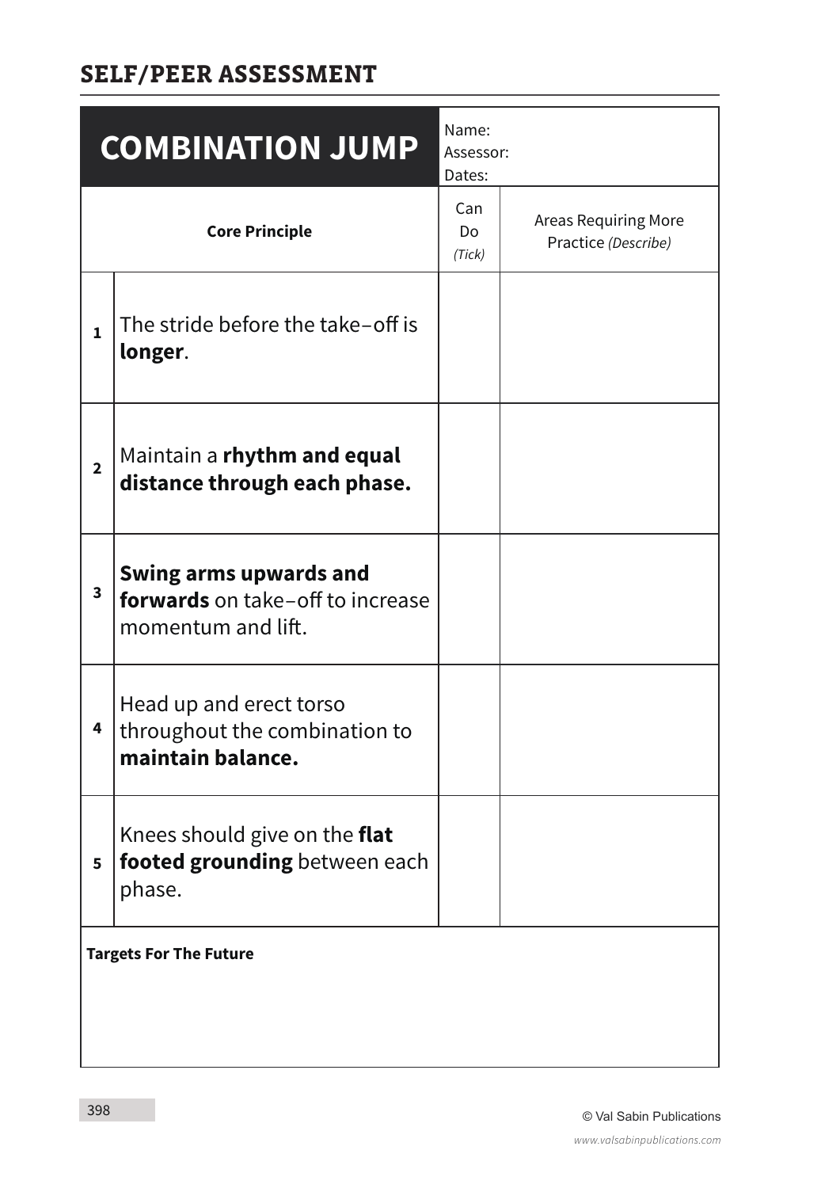## SELF/PEER ASSESSMENT

| COMBINATION JUMP | | Name:<br>Assessor:<br>Dates: | |
|---|---|---|---|
| **Core Principle** | | Can Do *(Tick)* | Areas Requiring More Practice *(Describe)* |
| **1** | The stride before the take–off is **longer**. | | |
| **2** | Maintain a **rhythm and equal distance through each phase.** | | |
| **3** | **Swing arms upwards and forwards** on take–off to increase momentum and lift. | | |
| **4** | Head up and erect torso throughout the combination to **maintain balance.** | | |
| **5** | Knees should give on the **flat footed grounding** between each phase. | | |
| **Targets For The Future** | | | |

© Val Sabin Publications

*www.valsabinpublications.com*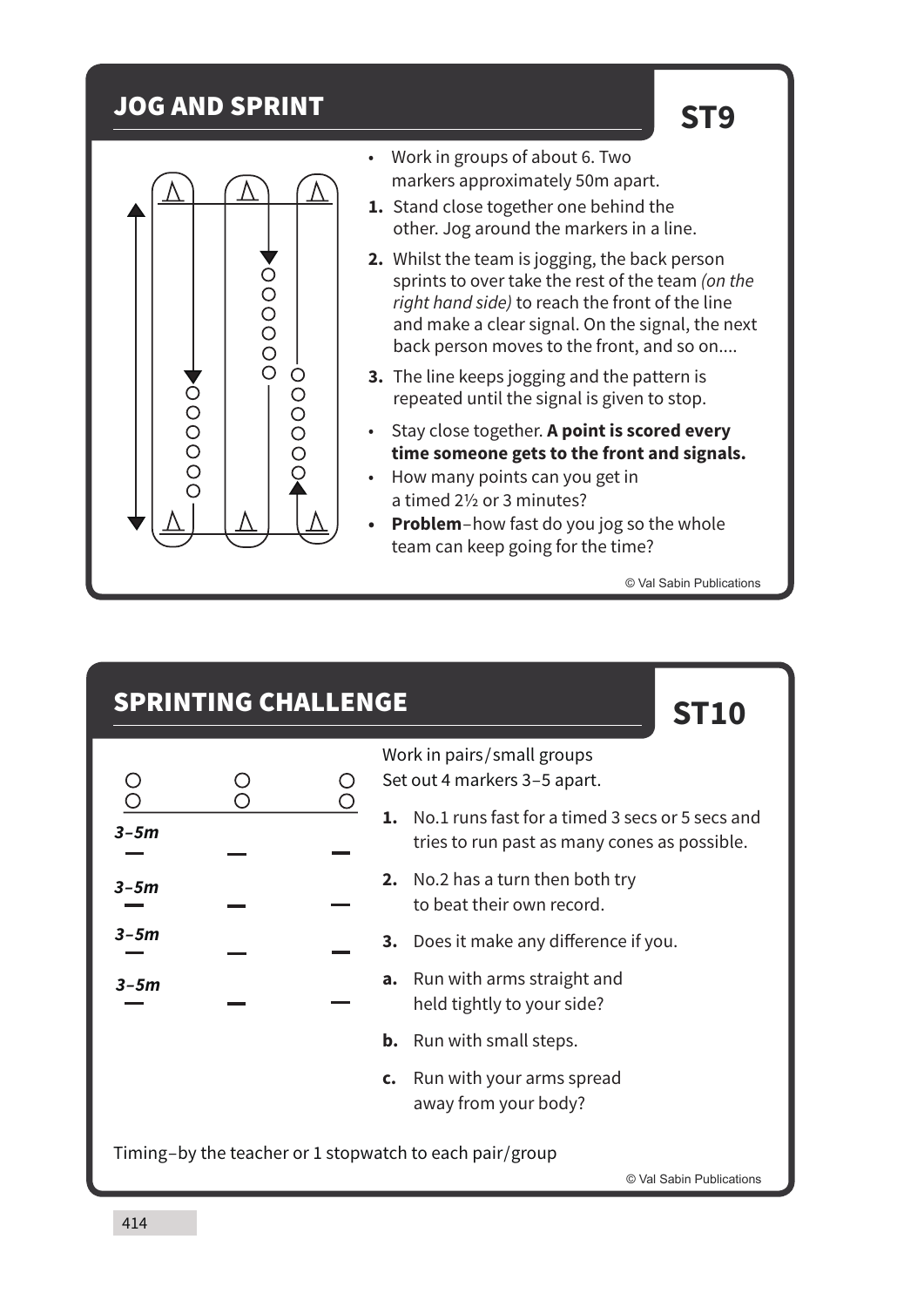## JOG AND SPRINT

**ST9**

- Work in groups of about 6. Two markers approximately 50m apart.

1. Stand close together one behind the other. Jog around the markers in a line.
2. Whilst the team is jogging, the back person sprints to over take the rest of the team *(on the right hand side)* to reach the front of the line and make a clear signal. On the signal, the next back person moves to the front, and so on....
3. The line keeps jogging and the pattern is repeated until the signal is given to stop.

- Stay close together. **A point is scored every time someone gets to the front and signals.**
- How many points can you get in a timed 2½ or 3 minutes?
- **Problem**–how fast do you jog so the whole team can keep going for the time?

© Val Sabin Publications

## SPRINTING CHALLENGE

**ST10**

3–5m

3–5m

3–5m

3–5m

Work in pairs/small groups
Set out 4 markers 3–5 apart.

1. No.1 runs fast for a timed 3 secs or 5 secs and tries to run past as many cones as possible.
2. No.2 has a turn then both try to beat their own record.
3. Does it make any difference if you.

a. Run with arms straight and held tightly to your side?

b. Run with small steps.

c. Run with your arms spread away from your body?

Timing–by the teacher or 1 stopwatch to each pair/group

© Val Sabin Publications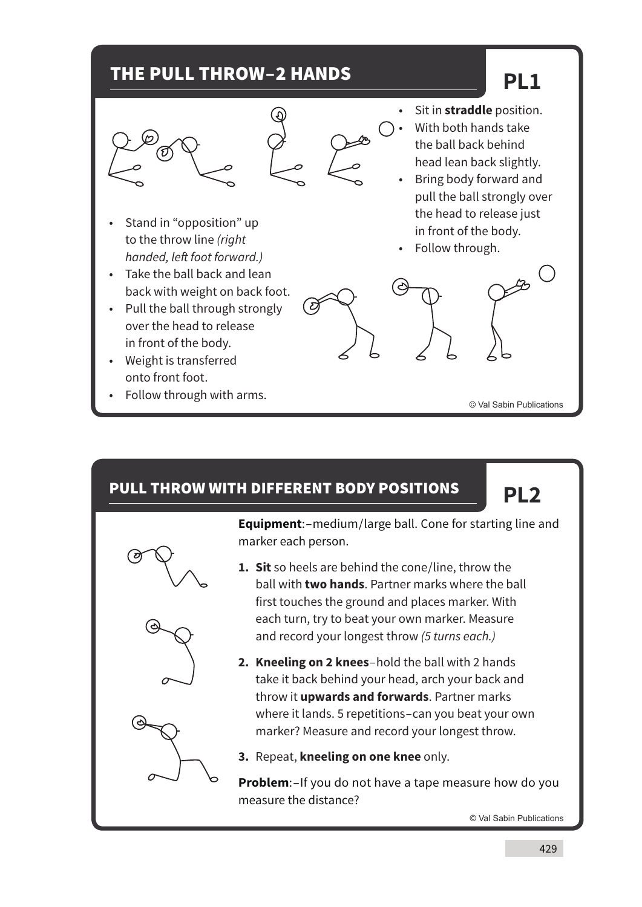## THE PULL THROW–2 HANDS

**PL1**

- Sit in **straddle** position.
- With both hands take the ball back behind head lean back slightly.
- Bring body forward and pull the ball strongly over the head to release just in front of the body.
- Follow through.

- Stand in "opposition" up to the throw line *(right handed, left foot forward.)*
- Take the ball back and lean back with weight on back foot.
- Pull the ball through strongly over the head to release in front of the body.
- Weight is transferred onto front foot.
- Follow through with arms.

© Val Sabin Publications

## PULL THROW WITH DIFFERENT BODY POSITIONS

**PL2**

**Equipment**:–medium/large ball. Cone for starting line and marker each person.

1. **Sit** so heels are behind the cone/line, throw the ball with **two hands**. Partner marks where the ball first touches the ground and places marker. With each turn, try to beat your own marker. Measure and record your longest throw *(5 turns each.)*
2. **Kneeling on 2 knees**–hold the ball with 2 hands take it back behind your head, arch your back and throw it **upwards and forwards**. Partner marks where it lands. 5 repetitions–can you beat your own marker? Measure and record your longest throw.
3. Repeat, **kneeling on one knee** only.

**Problem**:–If you do not have a tape measure how do you measure the distance?

© Val Sabin Publications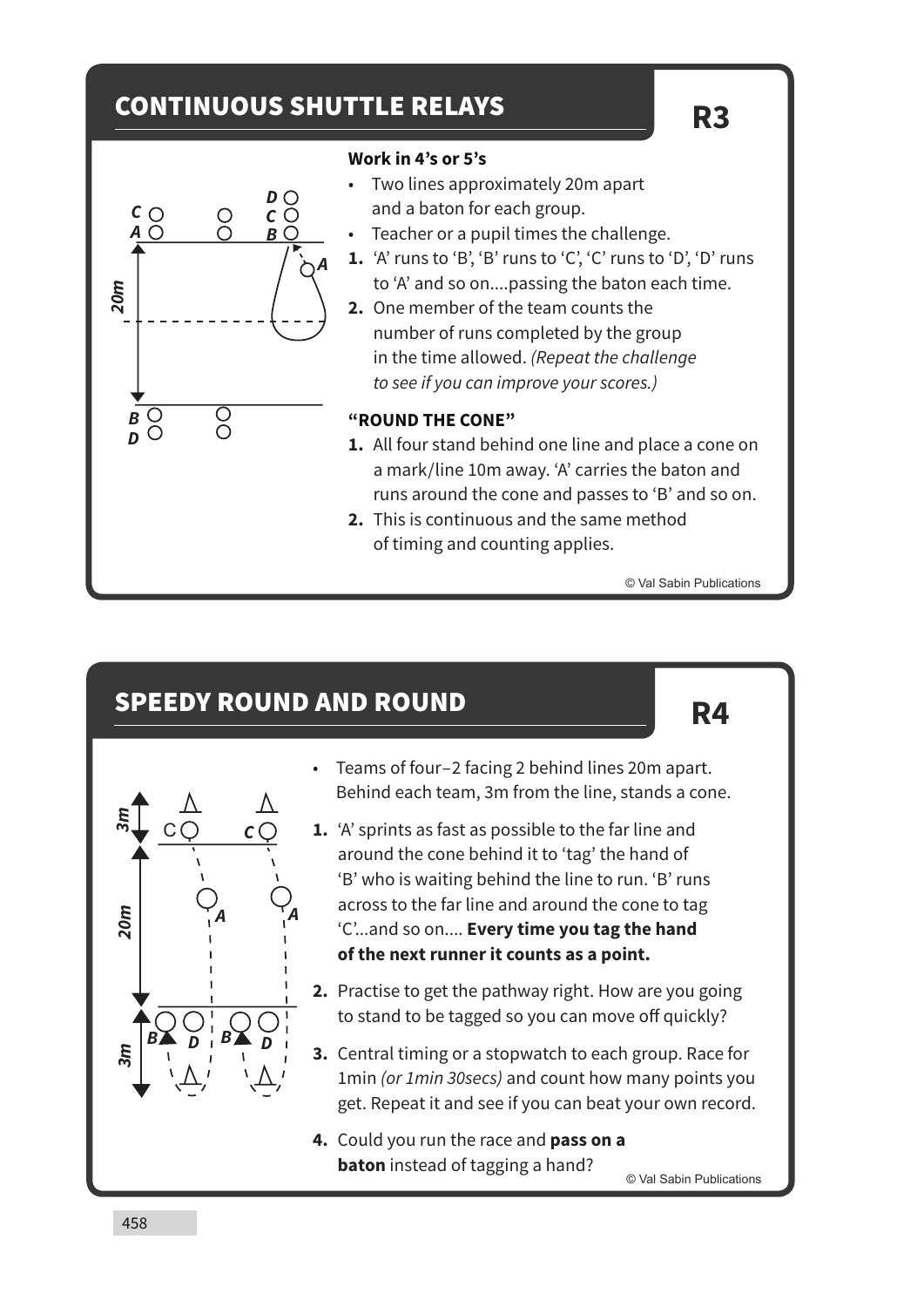## CONTINUOUS SHUTTLE RELAYS

**R3**

C A
D C B
A
20m
B D

**Work in 4's or 5's**

- Two lines approximately 20m apart and a baton for each group.
- Teacher or a pupil times the challenge.

1. 'A' runs to 'B', 'B' runs to 'C', 'C' runs to 'D', 'D' runs to 'A' and so on....passing the baton each time.
2. One member of the team counts the number of runs completed by the group in the time allowed. *(Repeat the challenge to see if you can improve your scores.)*

**"ROUND THE CONE"**

1. All four stand behind one line and place a cone on a mark/line 10m away. 'A' carries the baton and runs around the cone and passes to 'B' and so on.
2. This is continuous and the same method of timing and counting applies.

© Val Sabin Publications

## SPEEDY ROUND AND ROUND

**R4**

3m
C C
A A
20m
B D B D
3m

- Teams of four–2 facing 2 behind lines 20m apart. Behind each team, 3m from the line, stands a cone.

1. 'A' sprints as fast as possible to the far line and around the cone behind it to 'tag' the hand of 'B' who is waiting behind the line to run. 'B' runs across to the far line and around the cone to tag 'C'...and so on.... **Every time you tag the hand of the next runner it counts as a point.**
2. Practise to get the pathway right. How are you going to stand to be tagged so you can move off quickly?
3. Central timing or a stopwatch to each group. Race for 1min *(or 1min 30secs)* and count how many points you get. Repeat it and see if you can beat your own record.
4. Could you run the race and **pass on a baton** instead of tagging a hand?

© Val Sabin Publications